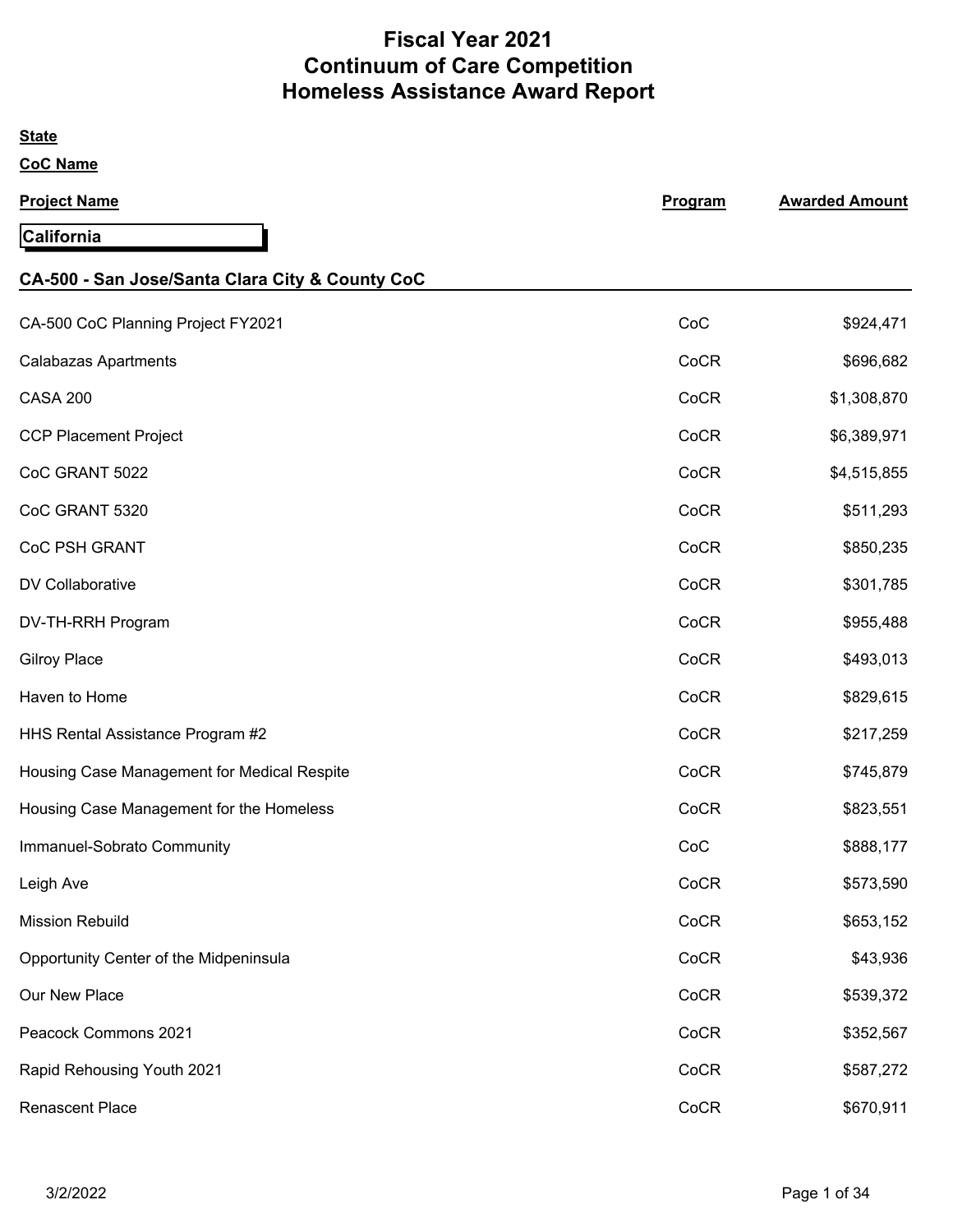# Fiscal Year 2021
# Continuum of Care Competition
# Homeless Assistance Award Report

**State**

**CoC Name**

| Project Name | Program | Awarded Amount |
|---|---|---|
| **California** | | |
| **CA-500 - San Jose/Santa Clara City & County CoC** | | |
| CA-500 CoC Planning Project FY2021 | CoC | $924,471 |
| Calabazas Apartments | CoCR | $696,682 |
| CASA 200 | CoCR | $1,308,870 |
| CCP Placement Project | CoCR | $6,389,971 |
| CoC GRANT 5022 | CoCR | $4,515,855 |
| CoC GRANT 5320 | CoCR | $511,293 |
| CoC PSH GRANT | CoCR | $850,235 |
| DV Collaborative | CoCR | $301,785 |
| DV-TH-RRH Program | CoCR | $955,488 |
| Gilroy Place | CoCR | $493,013 |
| Haven to Home | CoCR | $829,615 |
| HHS Rental Assistance Program #2 | CoCR | $217,259 |
| Housing Case Management for Medical Respite | CoCR | $745,879 |
| Housing Case Management for the Homeless | CoCR | $823,551 |
| Immanuel-Sobrato Community | CoC | $888,177 |
| Leigh Ave | CoCR | $573,590 |
| Mission Rebuild | CoCR | $653,152 |
| Opportunity Center of the Midpeninsula | CoCR | $43,936 |
| Our New Place | CoCR | $539,372 |
| Peacock Commons 2021 | CoCR | $352,567 |
| Rapid Rehousing Youth 2021 | CoCR | $587,272 |
| Renascent Place | CoCR | $670,911 |

3/2/2022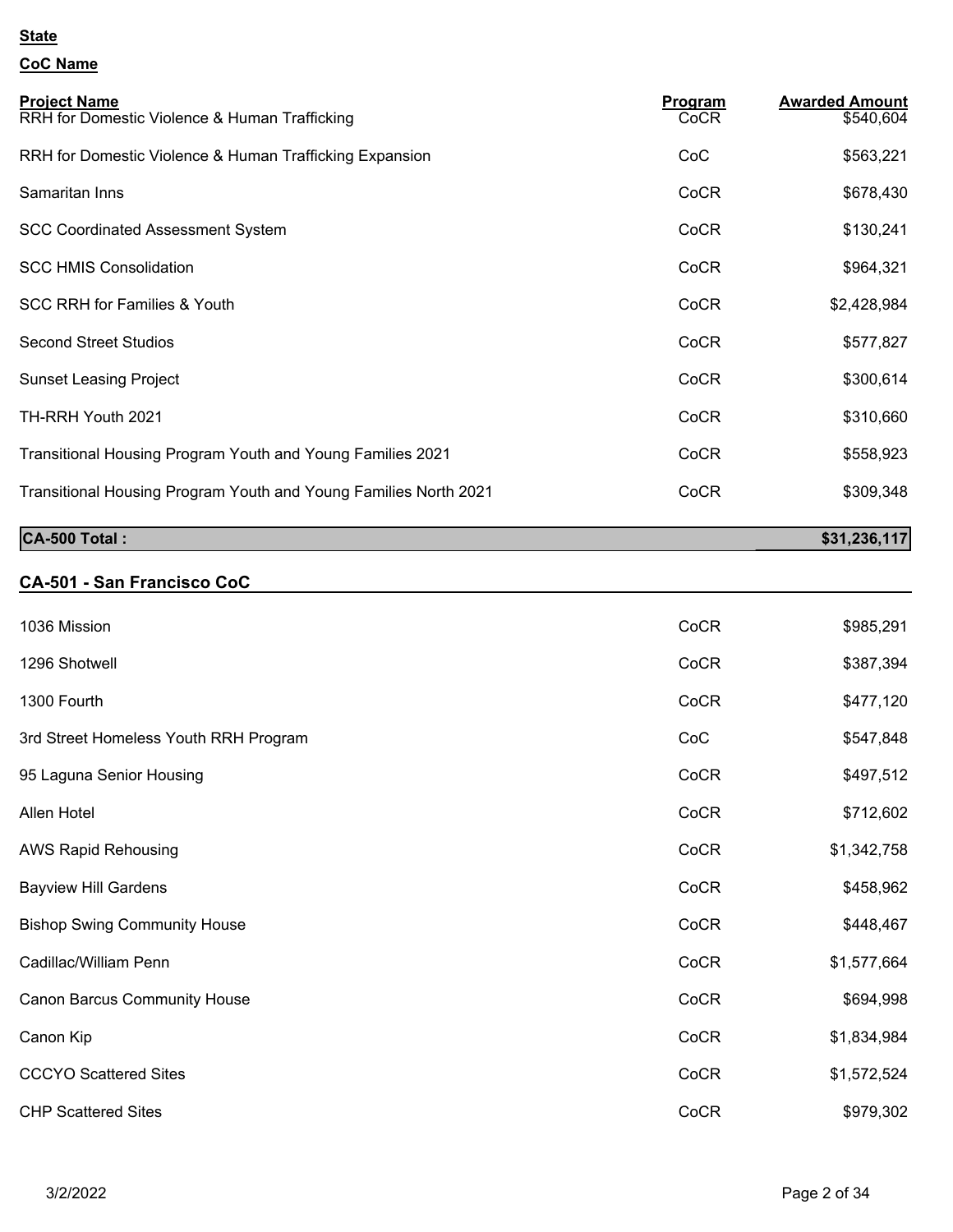**State**

**CoC Name**

| Project Name | Program | Awarded Amount |
|---|---|---|
| RRH for Domestic Violence & Human Trafficking | CoCR | $540,604 |
| RRH for Domestic Violence & Human Trafficking Expansion | CoC | $563,221 |
| Samaritan Inns | CoCR | $678,430 |
| SCC Coordinated Assessment System | CoCR | $130,241 |
| SCC HMIS Consolidation | CoCR | $964,321 |
| SCC RRH for Families & Youth | CoCR | $2,428,984 |
| Second Street Studios | CoCR | $577,827 |
| Sunset Leasing Project | CoCR | $300,614 |
| TH-RRH Youth 2021 | CoCR | $310,660 |
| Transitional Housing Program Youth and Young Families 2021 | CoCR | $558,923 |
| Transitional Housing Program Youth and Young Families North 2021 | CoCR | $309,348 |
| **CA-500 Total :** | | **$31,236,117** |

## CA-501 - San Francisco CoC

| Project Name | Program | Awarded Amount |
|---|---|---|
| 1036 Mission | CoCR | $985,291 |
| 1296 Shotwell | CoCR | $387,394 |
| 1300 Fourth | CoCR | $477,120 |
| 3rd Street Homeless Youth RRH Program | CoC | $547,848 |
| 95 Laguna Senior Housing | CoCR | $497,512 |
| Allen Hotel | CoCR | $712,602 |
| AWS Rapid Rehousing | CoCR | $1,342,758 |
| Bayview Hill Gardens | CoCR | $458,962 |
| Bishop Swing Community House | CoCR | $448,467 |
| Cadillac/William Penn | CoCR | $1,577,664 |
| Canon Barcus Community House | CoCR | $694,998 |
| Canon Kip | CoCR | $1,834,984 |
| CCCYO Scattered Sites | CoCR | $1,572,524 |
| CHP Scattered Sites | CoCR | $979,302 |

3/2/2022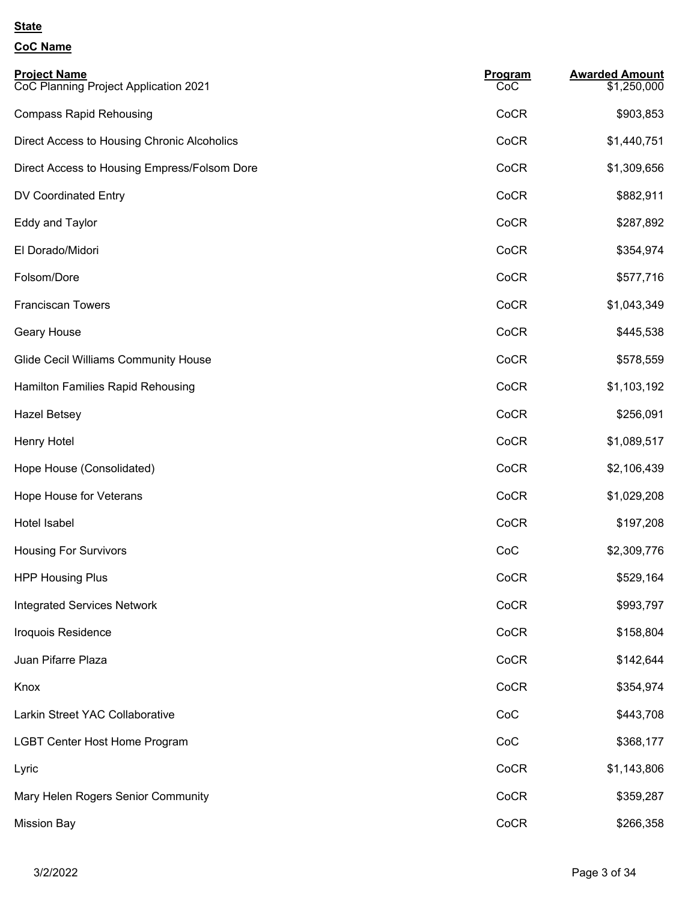**State**

**CoC Name**

| Project Name | Program | Awarded Amount |
| --- | --- | --- |
| CoC Planning Project Application 2021 | CoC | $1,250,000 |
| Compass Rapid Rehousing | CoCR | $903,853 |
| Direct Access to Housing Chronic Alcoholics | CoCR | $1,440,751 |
| Direct Access to Housing Empress/Folsom Dore | CoCR | $1,309,656 |
| DV Coordinated Entry | CoCR | $882,911 |
| Eddy and Taylor | CoCR | $287,892 |
| El Dorado/Midori | CoCR | $354,974 |
| Folsom/Dore | CoCR | $577,716 |
| Franciscan Towers | CoCR | $1,043,349 |
| Geary House | CoCR | $445,538 |
| Glide Cecil Williams Community House | CoCR | $578,559 |
| Hamilton Families Rapid Rehousing | CoCR | $1,103,192 |
| Hazel Betsey | CoCR | $256,091 |
| Henry Hotel | CoCR | $1,089,517 |
| Hope House (Consolidated) | CoCR | $2,106,439 |
| Hope House for Veterans | CoCR | $1,029,208 |
| Hotel Isabel | CoCR | $197,208 |
| Housing For Survivors | CoC | $2,309,776 |
| HPP Housing Plus | CoCR | $529,164 |
| Integrated Services Network | CoCR | $993,797 |
| Iroquois Residence | CoCR | $158,804 |
| Juan Pifarre Plaza | CoCR | $142,644 |
| Knox | CoCR | $354,974 |
| Larkin Street YAC Collaborative | CoC | $443,708 |
| LGBT Center Host Home Program | CoC | $368,177 |
| Lyric | CoCR | $1,143,806 |
| Mary Helen Rogers Senior Community | CoCR | $359,287 |
| Mission Bay | CoCR | $266,358 |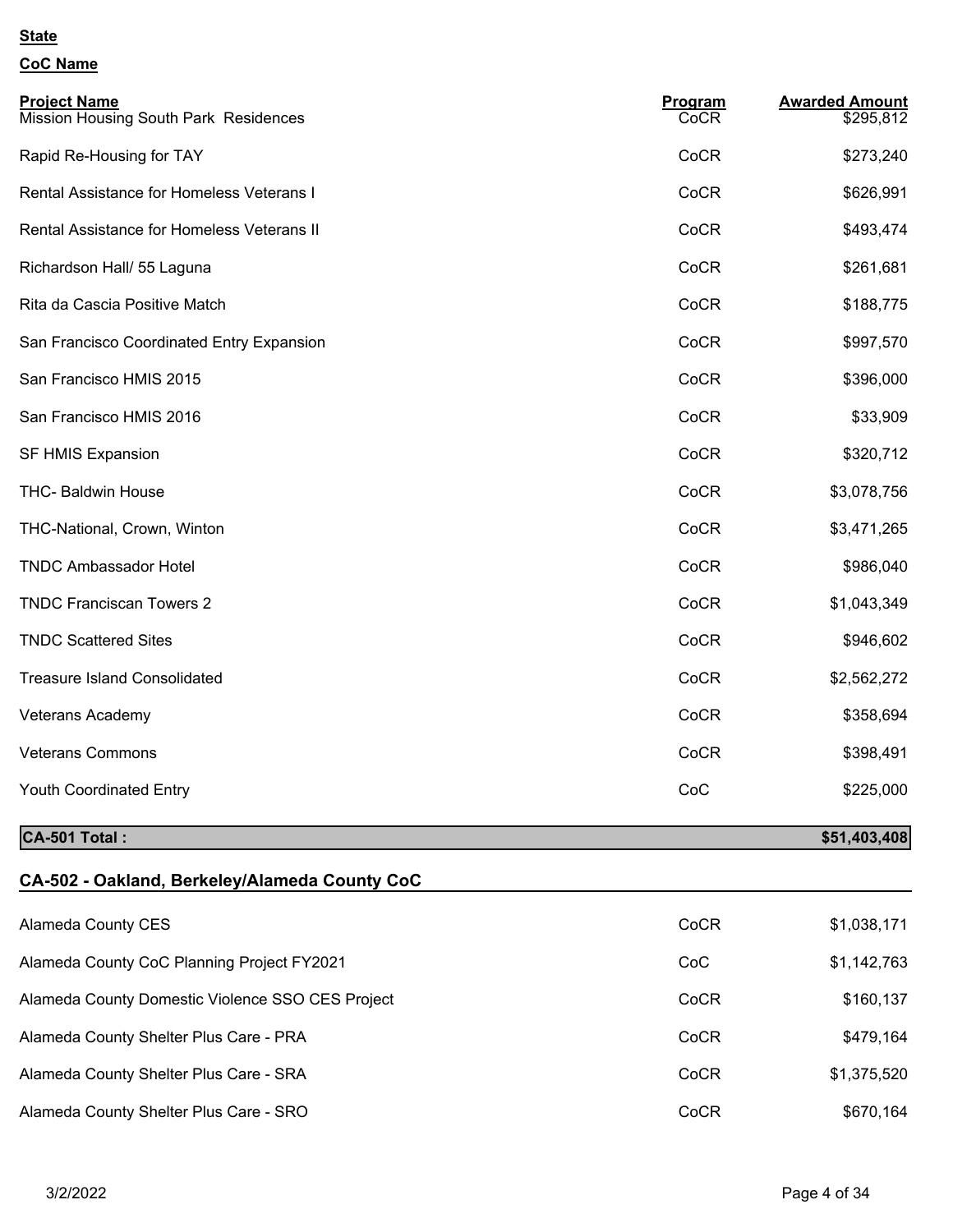**State**

**CoC Name**

| Project Name | Program | Awarded Amount |
|---|---|---|
| Mission Housing South Park Residences | CoCR | $295,812 |
| Rapid Re-Housing for TAY | CoCR | $273,240 |
| Rental Assistance for Homeless Veterans I | CoCR | $626,991 |
| Rental Assistance for Homeless Veterans II | CoCR | $493,474 |
| Richardson Hall/ 55 Laguna | CoCR | $261,681 |
| Rita da Cascia Positive Match | CoCR | $188,775 |
| San Francisco Coordinated Entry Expansion | CoCR | $997,570 |
| San Francisco HMIS 2015 | CoCR | $396,000 |
| San Francisco HMIS 2016 | CoCR | $33,909 |
| SF HMIS Expansion | CoCR | $320,712 |
| THC- Baldwin House | CoCR | $3,078,756 |
| THC-National, Crown, Winton | CoCR | $3,471,265 |
| TNDC Ambassador Hotel | CoCR | $986,040 |
| TNDC Franciscan Towers 2 | CoCR | $1,043,349 |
| TNDC Scattered Sites | CoCR | $946,602 |
| Treasure Island Consolidated | CoCR | $2,562,272 |
| Veterans Academy | CoCR | $358,694 |
| Veterans Commons | CoCR | $398,491 |
| Youth Coordinated Entry | CoC | $225,000 |
| **CA-501 Total :** | | **$51,403,408** |

## CA-502 - Oakland, Berkeley/Alameda County CoC

| Project Name | Program | Awarded Amount |
|---|---|---|
| Alameda County CES | CoCR | $1,038,171 |
| Alameda County CoC Planning Project FY2021 | CoC | $1,142,763 |
| Alameda County Domestic Violence SSO CES Project | CoCR | $160,137 |
| Alameda County Shelter Plus Care - PRA | CoCR | $479,164 |
| Alameda County Shelter Plus Care - SRA | CoCR | $1,375,520 |
| Alameda County Shelter Plus Care - SRO | CoCR | $670,164 |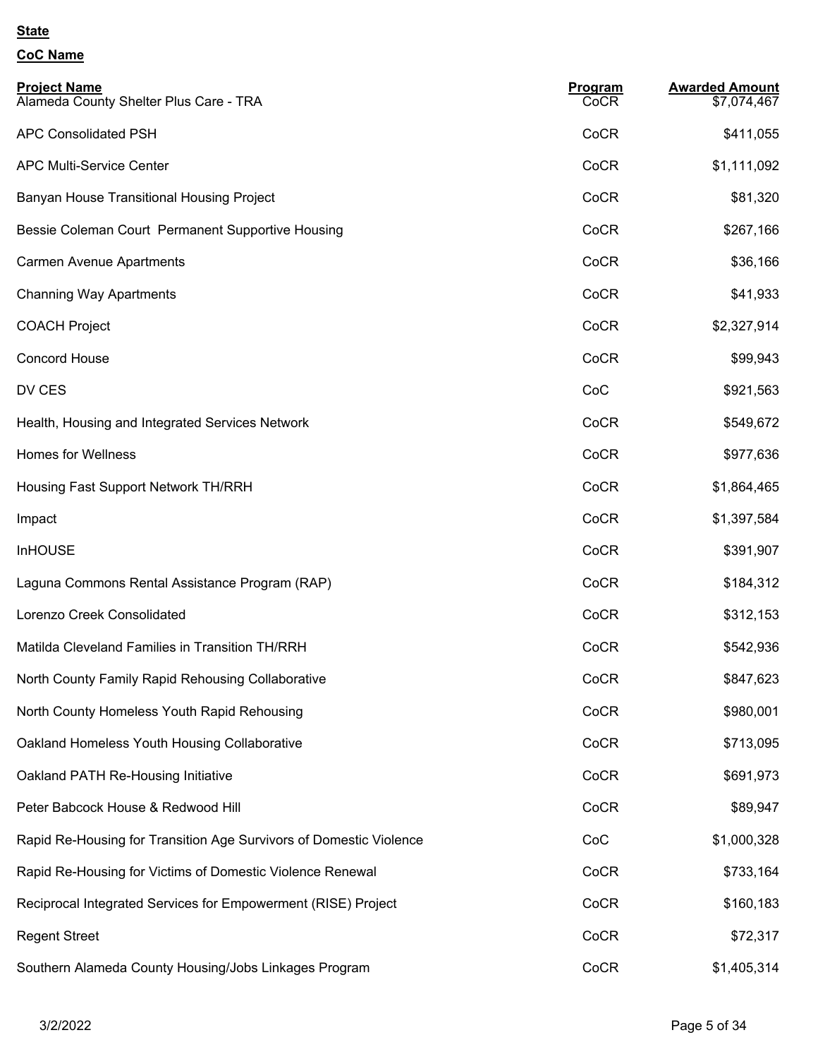**State**

**CoC Name**

| Project Name | Program | Awarded Amount |
| --- | --- | --- |
| Alameda County Shelter Plus Care - TRA | CoCR | $7,074,467 |
| APC Consolidated PSH | CoCR | $411,055 |
| APC Multi-Service Center | CoCR | $1,111,092 |
| Banyan House Transitional Housing Project | CoCR | $81,320 |
| Bessie Coleman Court Permanent Supportive Housing | CoCR | $267,166 |
| Carmen Avenue Apartments | CoCR | $36,166 |
| Channing Way Apartments | CoCR | $41,933 |
| COACH Project | CoCR | $2,327,914 |
| Concord House | CoCR | $99,943 |
| DV CES | CoC | $921,563 |
| Health, Housing and Integrated Services Network | CoCR | $549,672 |
| Homes for Wellness | CoCR | $977,636 |
| Housing Fast Support Network TH/RRH | CoCR | $1,864,465 |
| Impact | CoCR | $1,397,584 |
| InHOUSE | CoCR | $391,907 |
| Laguna Commons Rental Assistance Program (RAP) | CoCR | $184,312 |
| Lorenzo Creek Consolidated | CoCR | $312,153 |
| Matilda Cleveland Families in Transition TH/RRH | CoCR | $542,936 |
| North County Family Rapid Rehousing Collaborative | CoCR | $847,623 |
| North County Homeless Youth Rapid Rehousing | CoCR | $980,001 |
| Oakland Homeless Youth Housing Collaborative | CoCR | $713,095 |
| Oakland PATH Re-Housing Initiative | CoCR | $691,973 |
| Peter Babcock House & Redwood Hill | CoCR | $89,947 |
| Rapid Re-Housing for Transition Age Survivors of Domestic Violence | CoC | $1,000,328 |
| Rapid Re-Housing for Victims of Domestic Violence Renewal | CoCR | $733,164 |
| Reciprocal Integrated Services for Empowerment (RISE) Project | CoCR | $160,183 |
| Regent Street | CoCR | $72,317 |
| Southern Alameda County Housing/Jobs Linkages Program | CoCR | $1,405,314 |

3/2/2022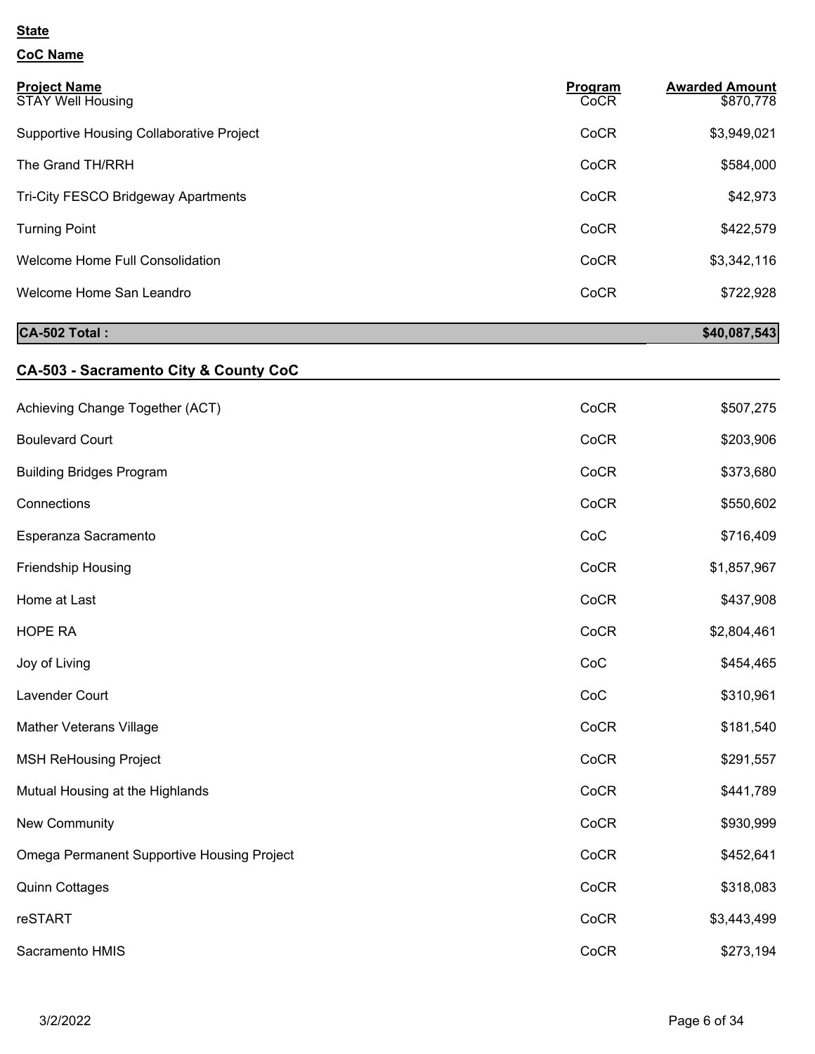**State**

**CoC Name**

| Project Name | Program | Awarded Amount |
|---|---|---|
| STAY Well Housing | CoCR | $870,778 |
| Supportive Housing Collaborative Project | CoCR | $3,949,021 |
| The Grand TH/RRH | CoCR | $584,000 |
| Tri-City FESCO Bridgeway Apartments | CoCR | $42,973 |
| Turning Point | CoCR | $422,579 |
| Welcome Home Full Consolidation | CoCR | $3,342,116 |
| Welcome Home San Leandro | CoCR | $722,928 |
| **CA-502 Total :** | | **$40,087,543** |

## CA-503 - Sacramento City & County CoC

| Project Name | Program | Awarded Amount |
|---|---|---|
| Achieving Change Together (ACT) | CoCR | $507,275 |
| Boulevard Court | CoCR | $203,906 |
| Building Bridges Program | CoCR | $373,680 |
| Connections | CoCR | $550,602 |
| Esperanza Sacramento | CoC | $716,409 |
| Friendship Housing | CoCR | $1,857,967 |
| Home at Last | CoCR | $437,908 |
| HOPE RA | CoCR | $2,804,461 |
| Joy of Living | CoC | $454,465 |
| Lavender Court | CoC | $310,961 |
| Mather Veterans Village | CoCR | $181,540 |
| MSH ReHousing Project | CoCR | $291,557 |
| Mutual Housing at the Highlands | CoCR | $441,789 |
| New Community | CoCR | $930,999 |
| Omega Permanent Supportive Housing Project | CoCR | $452,641 |
| Quinn Cottages | CoCR | $318,083 |
| reSTART | CoCR | $3,443,499 |
| Sacramento HMIS | CoCR | $273,194 |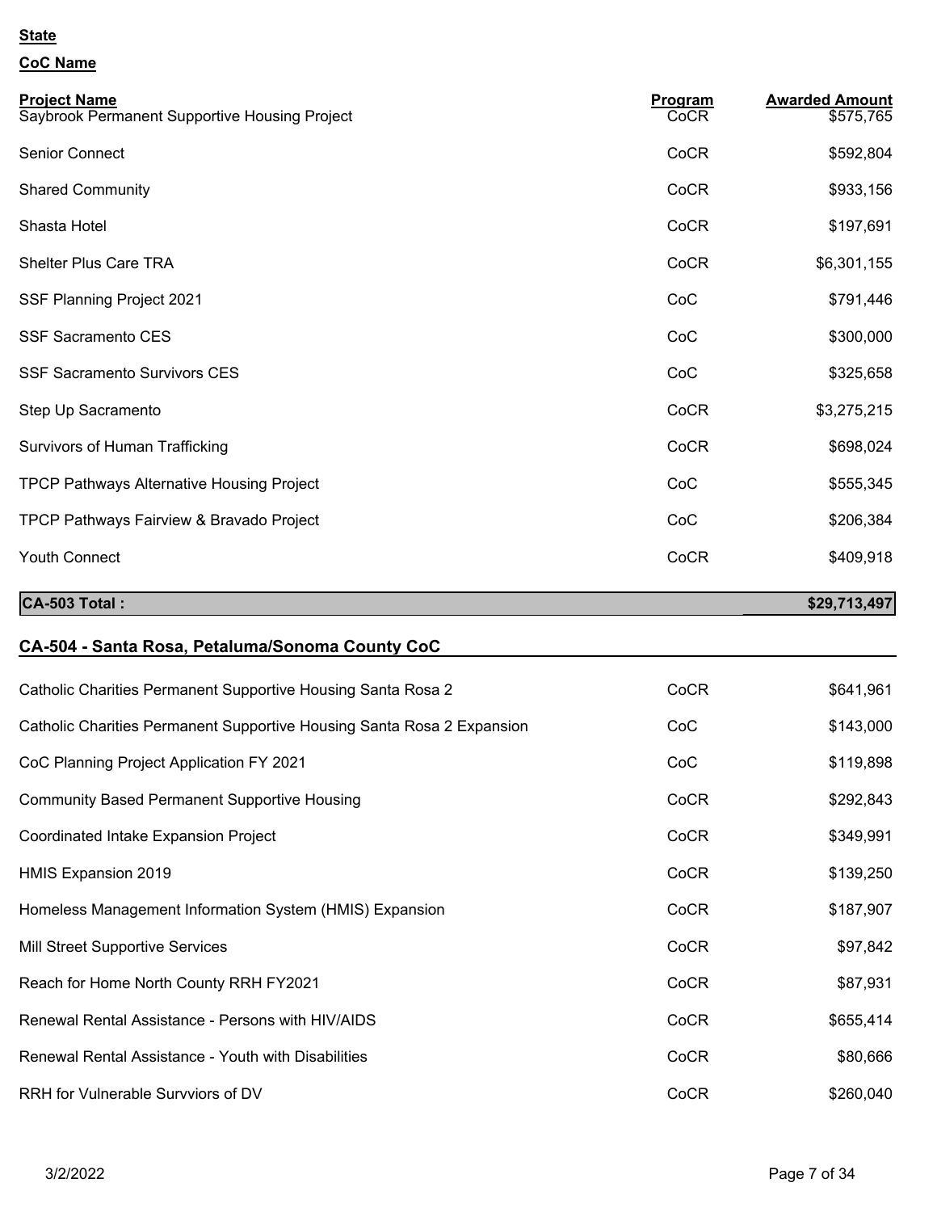**State**

**CoC Name**

| Project Name | Program | Awarded Amount |
|---|---|---|
| Saybrook Permanent Supportive Housing Project | CoCR | $575,765 |
| Senior Connect | CoCR | $592,804 |
| Shared Community | CoCR | $933,156 |
| Shasta Hotel | CoCR | $197,691 |
| Shelter Plus Care TRA | CoCR | $6,301,155 |
| SSF Planning Project 2021 | CoC | $791,446 |
| SSF Sacramento CES | CoC | $300,000 |
| SSF Sacramento Survivors CES | CoC | $325,658 |
| Step Up Sacramento | CoCR | $3,275,215 |
| Survivors of Human Trafficking | CoCR | $698,024 |
| TPCP Pathways Alternative Housing Project | CoC | $555,345 |
| TPCP Pathways Fairview & Bravado Project | CoC | $206,384 |
| Youth Connect | CoCR | $409,918 |
| **CA-503 Total :** | | **$29,713,497** |

## CA-504 - Santa Rosa, Petaluma/Sonoma County CoC

| Project Name | Program | Awarded Amount |
|---|---|---|
| Catholic Charities Permanent Supportive Housing Santa Rosa 2 | CoCR | $641,961 |
| Catholic Charities Permanent Supportive Housing Santa Rosa 2 Expansion | CoC | $143,000 |
| CoC Planning Project Application FY 2021 | CoC | $119,898 |
| Community Based Permanent Supportive Housing | CoCR | $292,843 |
| Coordinated Intake Expansion Project | CoCR | $349,991 |
| HMIS Expansion 2019 | CoCR | $139,250 |
| Homeless Management Information System (HMIS) Expansion | CoCR | $187,907 |
| Mill Street Supportive Services | CoCR | $97,842 |
| Reach for Home North County RRH FY2021 | CoCR | $87,931 |
| Renewal Rental Assistance - Persons with HIV/AIDS | CoCR | $655,414 |
| Renewal Rental Assistance - Youth with Disabilities | CoCR | $80,666 |
| RRH for Vulnerable Survviors of DV | CoCR | $260,040 |

3/2/2022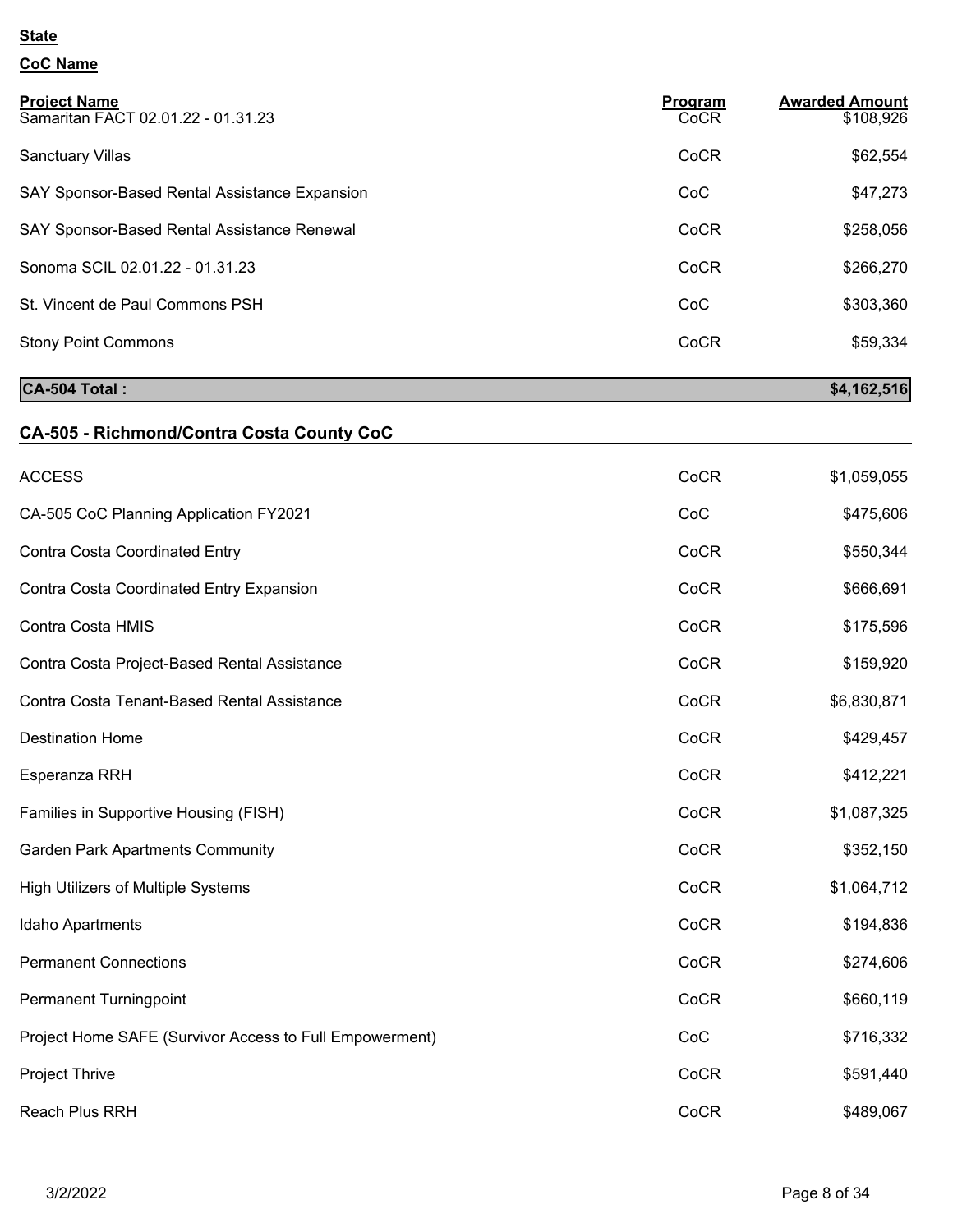**State**

**CoC Name**

| Project Name | Program | Awarded Amount |
|---|---|---|
| Samaritan FACT 02.01.22 - 01.31.23 | CoCR | $108,926 |
| Sanctuary Villas | CoCR | $62,554 |
| SAY Sponsor-Based Rental Assistance Expansion | CoC | $47,273 |
| SAY Sponsor-Based Rental Assistance Renewal | CoCR | $258,056 |
| Sonoma SCIL 02.01.22 - 01.31.23 | CoCR | $266,270 |
| St. Vincent de Paul Commons PSH | CoC | $303,360 |
| Stony Point Commons | CoCR | $59,334 |
| **CA-504 Total :** | | **$4,162,516** |

## CA-505 - Richmond/Contra Costa County CoC

| Project Name | Program | Awarded Amount |
|---|---|---|
| ACCESS | CoCR | $1,059,055 |
| CA-505 CoC Planning Application FY2021 | CoC | $475,606 |
| Contra Costa Coordinated Entry | CoCR | $550,344 |
| Contra Costa Coordinated Entry Expansion | CoCR | $666,691 |
| Contra Costa HMIS | CoCR | $175,596 |
| Contra Costa Project-Based Rental Assistance | CoCR | $159,920 |
| Contra Costa Tenant-Based Rental Assistance | CoCR | $6,830,871 |
| Destination Home | CoCR | $429,457 |
| Esperanza RRH | CoCR | $412,221 |
| Families in Supportive Housing (FISH) | CoCR | $1,087,325 |
| Garden Park Apartments Community | CoCR | $352,150 |
| High Utilizers of Multiple Systems | CoCR | $1,064,712 |
| Idaho Apartments | CoCR | $194,836 |
| Permanent Connections | CoCR | $274,606 |
| Permanent Turningpoint | CoCR | $660,119 |
| Project Home SAFE (Survivor Access to Full Empowerment) | CoC | $716,332 |
| Project Thrive | CoCR | $591,440 |
| Reach Plus RRH | CoCR | $489,067 |

3/2/2022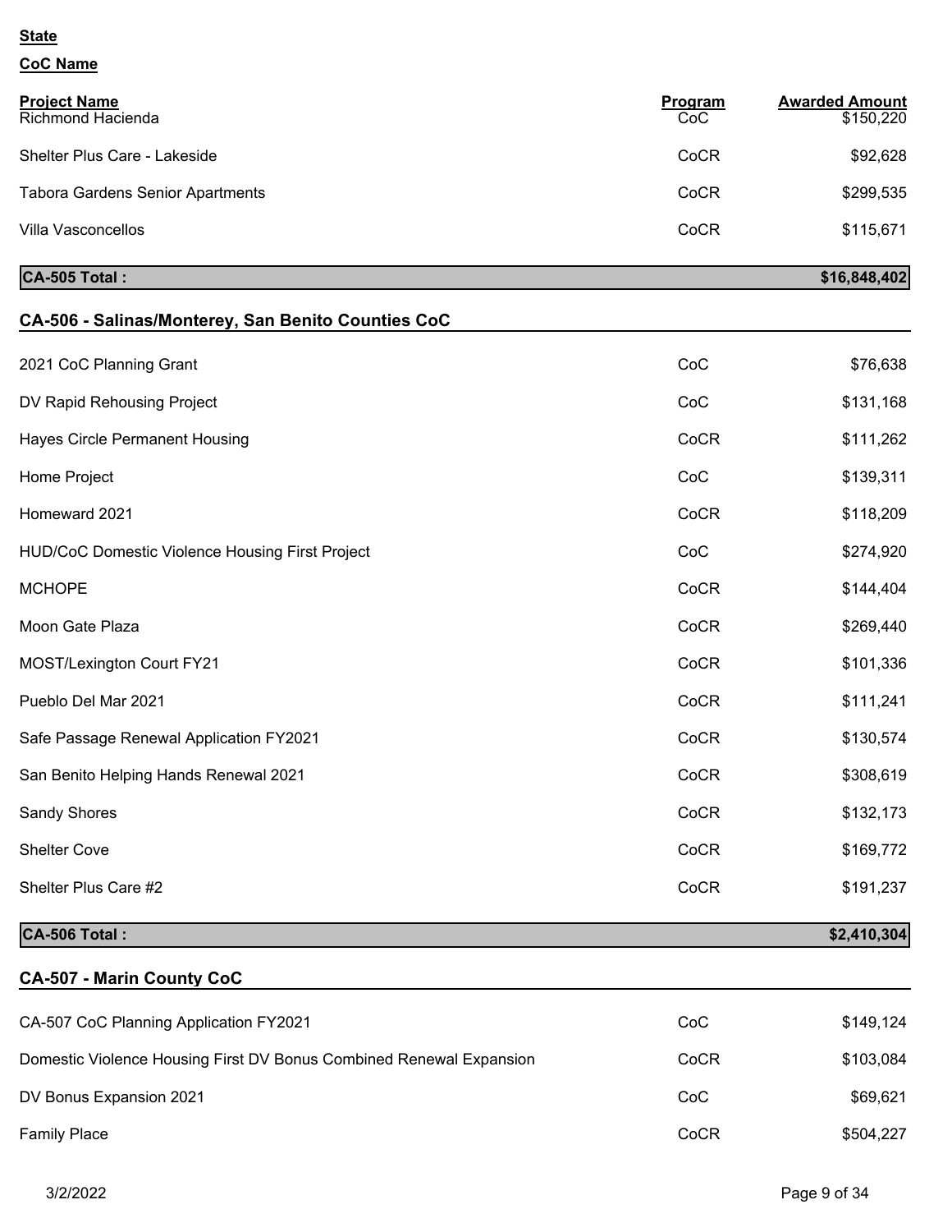**State**

**CoC Name**

| Project Name | Program | Awarded Amount |
|---|---|---|
| Richmond Hacienda | CoC | $150,220 |
| Shelter Plus Care - Lakeside | CoCR | $92,628 |
| Tabora Gardens Senior Apartments | CoCR | $299,535 |
| Villa Vasconcellos | CoCR | $115,671 |
| **CA-505 Total :** | | **$16,848,402** |

## CA-506 - Salinas/Monterey, San Benito Counties CoC

| Project Name | Program | Awarded Amount |
|---|---|---|
| 2021 CoC Planning Grant | CoC | $76,638 |
| DV Rapid Rehousing Project | CoC | $131,168 |
| Hayes Circle Permanent Housing | CoCR | $111,262 |
| Home Project | CoC | $139,311 |
| Homeward 2021 | CoCR | $118,209 |
| HUD/CoC Domestic Violence Housing First Project | CoC | $274,920 |
| MCHOPE | CoCR | $144,404 |
| Moon Gate Plaza | CoCR | $269,440 |
| MOST/Lexington Court FY21 | CoCR | $101,336 |
| Pueblo Del Mar 2021 | CoCR | $111,241 |
| Safe Passage Renewal Application FY2021 | CoCR | $130,574 |
| San Benito Helping Hands Renewal 2021 | CoCR | $308,619 |
| Sandy Shores | CoCR | $132,173 |
| Shelter Cove | CoCR | $169,772 |
| Shelter Plus Care #2 | CoCR | $191,237 |
| **CA-506 Total :** | | **$2,410,304** |

## CA-507 - Marin County CoC

| Project Name | Program | Awarded Amount |
|---|---|---|
| CA-507 CoC Planning Application FY2021 | CoC | $149,124 |
| Domestic Violence Housing First DV Bonus Combined Renewal Expansion | CoCR | $103,084 |
| DV Bonus Expansion 2021 | CoC | $69,621 |
| Family Place | CoCR | $504,227 |

3/2/2022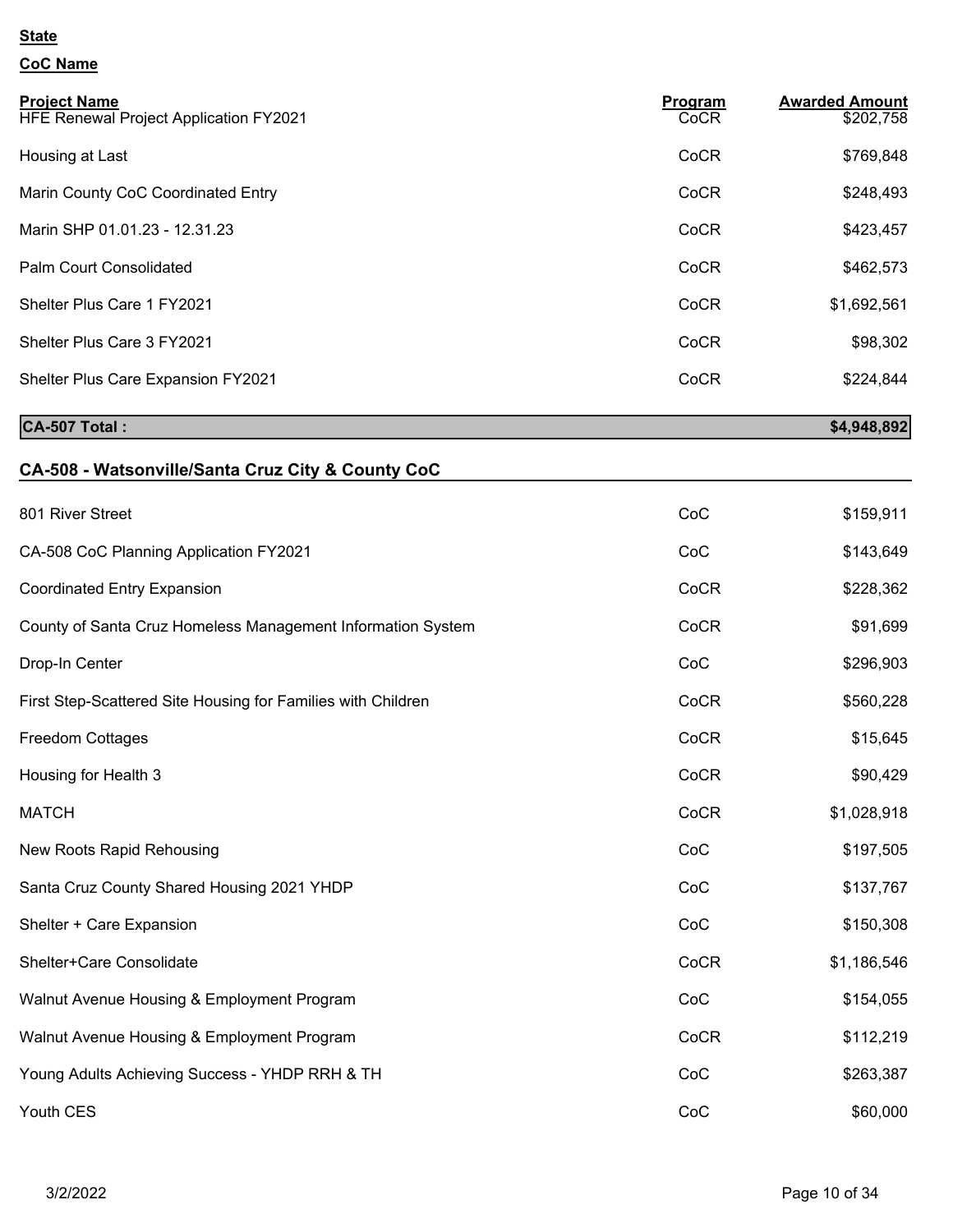**State**

**CoC Name**

| Project Name | Program | Awarded Amount |
|---|---|---|
| HFE Renewal Project Application FY2021 | CoCR | $202,758 |
| Housing at Last | CoCR | $769,848 |
| Marin County CoC Coordinated Entry | CoCR | $248,493 |
| Marin SHP 01.01.23 - 12.31.23 | CoCR | $423,457 |
| Palm Court Consolidated | CoCR | $462,573 |
| Shelter Plus Care 1 FY2021 | CoCR | $1,692,561 |
| Shelter Plus Care 3 FY2021 | CoCR | $98,302 |
| Shelter Plus Care Expansion FY2021 | CoCR | $224,844 |
| **CA-507 Total :** | | **$4,948,892** |

## CA-508 - Watsonville/Santa Cruz City & County CoC

| Project Name | Program | Awarded Amount |
|---|---|---|
| 801 River Street | CoC | $159,911 |
| CA-508 CoC Planning Application FY2021 | CoC | $143,649 |
| Coordinated Entry Expansion | CoCR | $228,362 |
| County of Santa Cruz Homeless Management Information System | CoCR | $91,699 |
| Drop-In Center | CoC | $296,903 |
| First Step-Scattered Site Housing for Families with Children | CoCR | $560,228 |
| Freedom Cottages | CoCR | $15,645 |
| Housing for Health 3 | CoCR | $90,429 |
| MATCH | CoCR | $1,028,918 |
| New Roots Rapid Rehousing | CoC | $197,505 |
| Santa Cruz County Shared Housing 2021 YHDP | CoC | $137,767 |
| Shelter + Care Expansion | CoC | $150,308 |
| Shelter+Care Consolidate | CoCR | $1,186,546 |
| Walnut Avenue Housing & Employment Program | CoC | $154,055 |
| Walnut Avenue Housing & Employment Program | CoCR | $112,219 |
| Young Adults Achieving Success - YHDP RRH & TH | CoC | $263,387 |
| Youth CES | CoC | $60,000 |

3/2/2022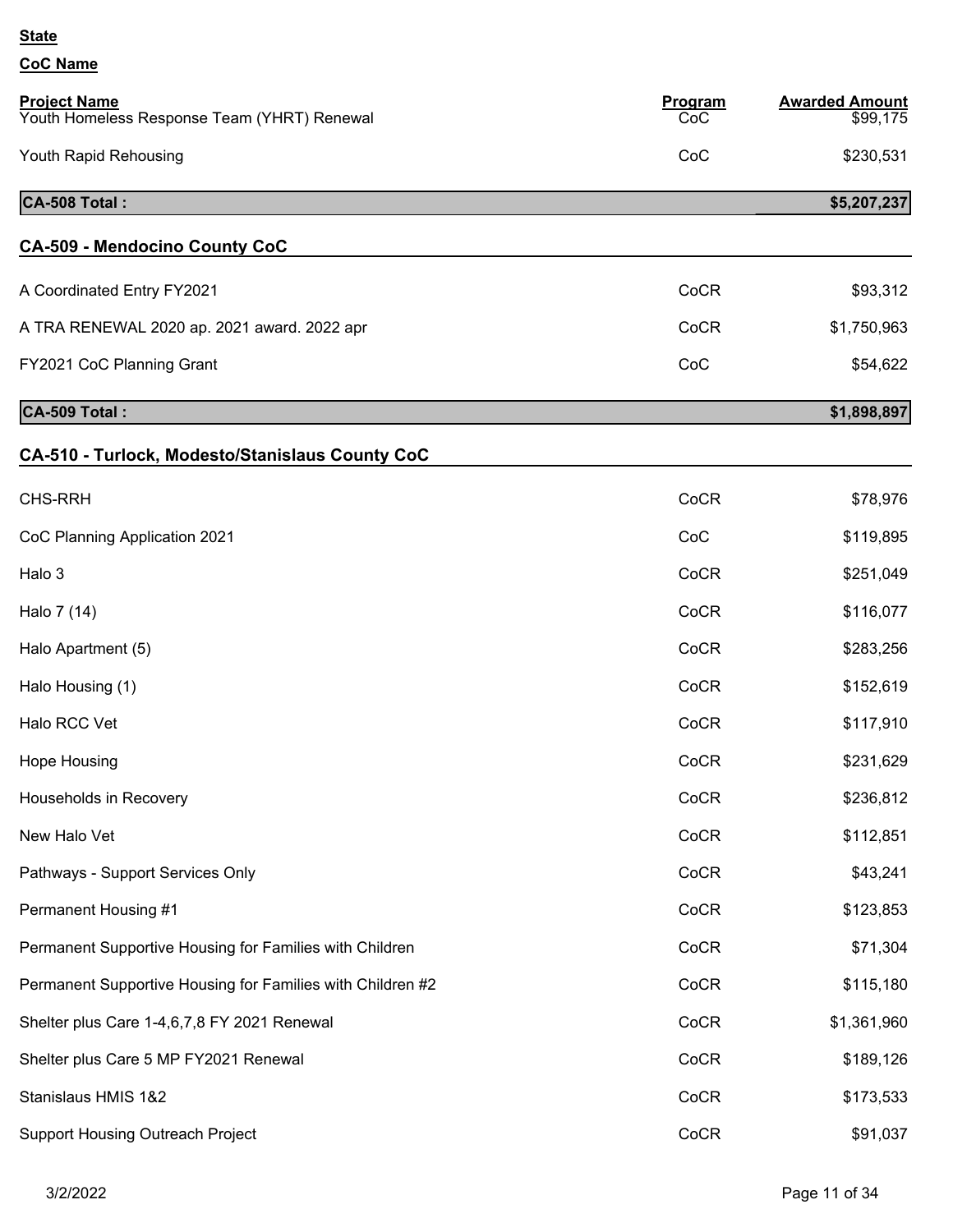**State**

**CoC Name**

| Project Name | Program | Awarded Amount |
|---|---|---|
| Youth Homeless Response Team (YHRT) Renewal | CoC | $99,175 |
| Youth Rapid Rehousing | CoC | $230,531 |
| **CA-508 Total :** | | **$5,207,237** |

## CA-509 - Mendocino County CoC

| Project Name | Program | Awarded Amount |
|---|---|---|
| A Coordinated Entry FY2021 | CoCR | $93,312 |
| A TRA RENEWAL 2020 ap. 2021 award. 2022 apr | CoCR | $1,750,963 |
| FY2021 CoC Planning Grant | CoC | $54,622 |
| **CA-509 Total :** | | **$1,898,897** |

## CA-510 - Turlock, Modesto/Stanislaus County CoC

| Project Name | Program | Awarded Amount |
|---|---|---|
| CHS-RRH | CoCR | $78,976 |
| CoC Planning Application 2021 | CoC | $119,895 |
| Halo 3 | CoCR | $251,049 |
| Halo 7 (14) | CoCR | $116,077 |
| Halo Apartment (5) | CoCR | $283,256 |
| Halo Housing (1) | CoCR | $152,619 |
| Halo RCC Vet | CoCR | $117,910 |
| Hope Housing | CoCR | $231,629 |
| Households in Recovery | CoCR | $236,812 |
| New Halo Vet | CoCR | $112,851 |
| Pathways - Support Services Only | CoCR | $43,241 |
| Permanent Housing #1 | CoCR | $123,853 |
| Permanent Supportive Housing for Families with Children | CoCR | $71,304 |
| Permanent Supportive Housing for Families with Children #2 | CoCR | $115,180 |
| Shelter plus Care 1-4,6,7,8 FY 2021 Renewal | CoCR | $1,361,960 |
| Shelter plus Care 5 MP FY2021 Renewal | CoCR | $189,126 |
| Stanislaus HMIS 1&2 | CoCR | $173,533 |
| Support Housing Outreach Project | CoCR | $91,037 |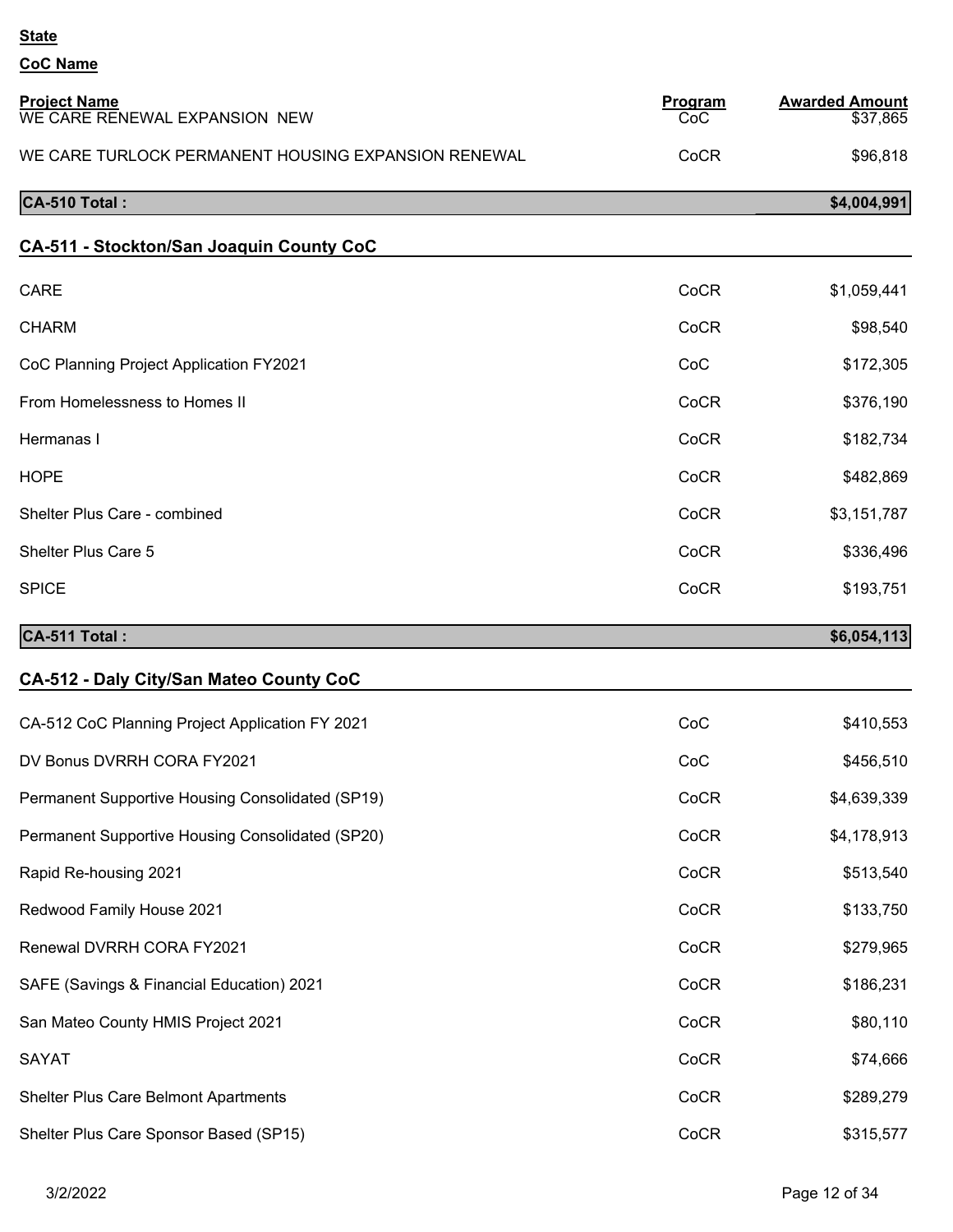**State**

**CoC Name**

| Project Name | Program | Awarded Amount |
|---|---|---|
| WE CARE RENEWAL EXPANSION NEW | CoC | $37,865 |
| WE CARE TURLOCK PERMANENT HOUSING EXPANSION RENEWAL | CoCR | $96,818 |
| **CA-510 Total :** | | **$4,004,991** |

## CA-511 - Stockton/San Joaquin County CoC

| Project Name | Program | Awarded Amount |
|---|---|---|
| CARE | CoCR | $1,059,441 |
| CHARM | CoCR | $98,540 |
| CoC Planning Project Application FY2021 | CoC | $172,305 |
| From Homelessness to Homes II | CoCR | $376,190 |
| Hermanas I | CoCR | $182,734 |
| HOPE | CoCR | $482,869 |
| Shelter Plus Care - combined | CoCR | $3,151,787 |
| Shelter Plus Care 5 | CoCR | $336,496 |
| SPICE | CoCR | $193,751 |
| **CA-511 Total :** | | **$6,054,113** |

## CA-512 - Daly City/San Mateo County CoC

| Project Name | Program | Awarded Amount |
|---|---|---|
| CA-512 CoC Planning Project Application FY 2021 | CoC | $410,553 |
| DV Bonus DVRRH CORA FY2021 | CoC | $456,510 |
| Permanent Supportive Housing Consolidated (SP19) | CoCR | $4,639,339 |
| Permanent Supportive Housing Consolidated (SP20) | CoCR | $4,178,913 |
| Rapid Re-housing 2021 | CoCR | $513,540 |
| Redwood Family House 2021 | CoCR | $133,750 |
| Renewal DVRRH CORA FY2021 | CoCR | $279,965 |
| SAFE (Savings & Financial Education) 2021 | CoCR | $186,231 |
| San Mateo County HMIS Project 2021 | CoCR | $80,110 |
| SAYAT | CoCR | $74,666 |
| Shelter Plus Care Belmont Apartments | CoCR | $289,279 |
| Shelter Plus Care Sponsor Based (SP15) | CoCR | $315,577 |

3/2/2022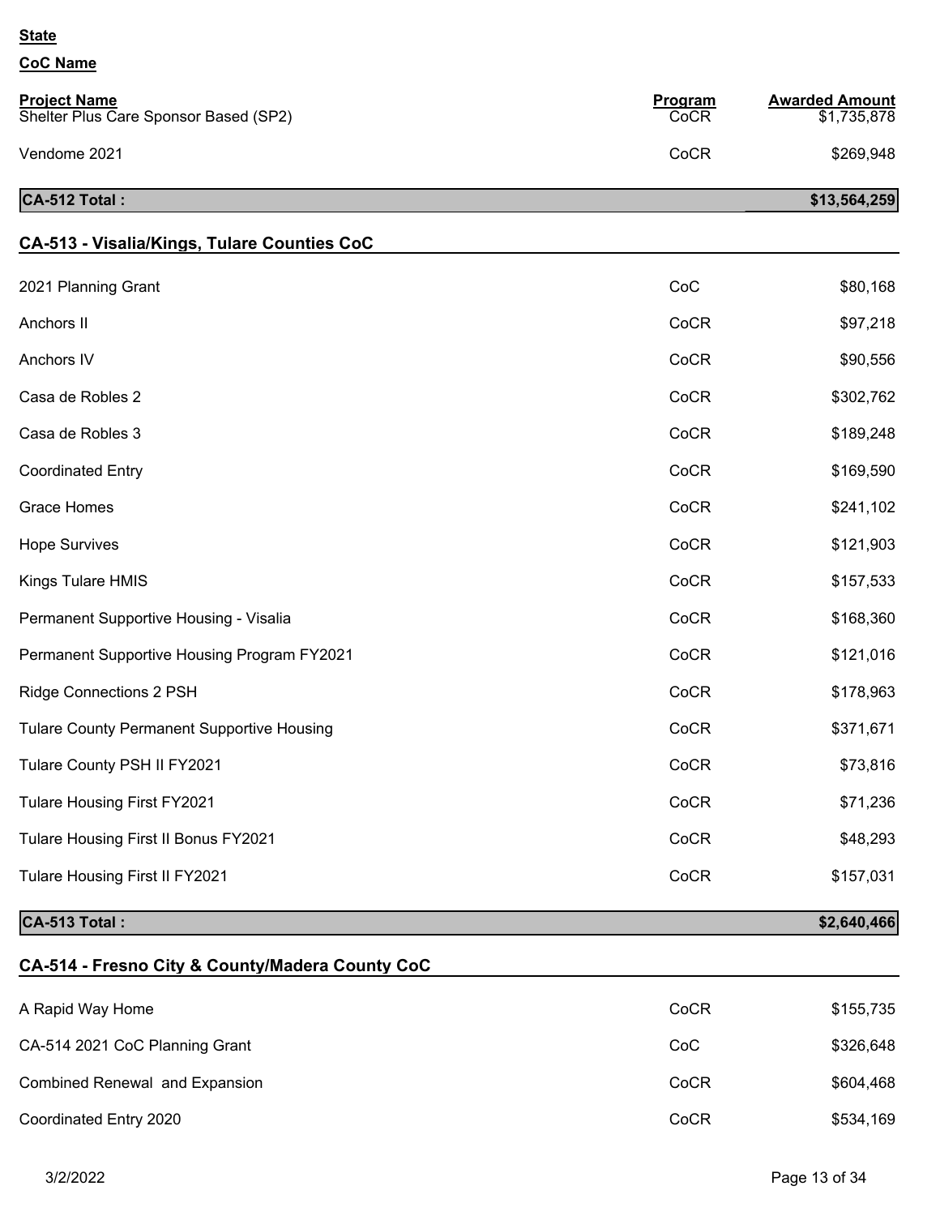**State**

**CoC Name**

| Project Name | Program | Awarded Amount |
| --- | --- | --- |
| Shelter Plus Care Sponsor Based (SP2) | CoCR | $1,735,878 |
| Vendome 2021 | CoCR | $269,948 |
| **CA-512 Total :** | | **$13,564,259** |

## CA-513 - Visalia/Kings, Tulare Counties CoC

| Project Name | Program | Awarded Amount |
| --- | --- | --- |
| 2021 Planning Grant | CoC | $80,168 |
| Anchors II | CoCR | $97,218 |
| Anchors IV | CoCR | $90,556 |
| Casa de Robles 2 | CoCR | $302,762 |
| Casa de Robles 3 | CoCR | $189,248 |
| Coordinated Entry | CoCR | $169,590 |
| Grace Homes | CoCR | $241,102 |
| Hope Survives | CoCR | $121,903 |
| Kings Tulare HMIS | CoCR | $157,533 |
| Permanent Supportive Housing - Visalia | CoCR | $168,360 |
| Permanent Supportive Housing Program FY2021 | CoCR | $121,016 |
| Ridge Connections 2 PSH | CoCR | $178,963 |
| Tulare County Permanent Supportive Housing | CoCR | $371,671 |
| Tulare County PSH II FY2021 | CoCR | $73,816 |
| Tulare Housing First FY2021 | CoCR | $71,236 |
| Tulare Housing First II Bonus FY2021 | CoCR | $48,293 |
| Tulare Housing First II FY2021 | CoCR | $157,031 |
| **CA-513 Total :** | | **$2,640,466** |

## CA-514 - Fresno City & County/Madera County CoC

| Project Name | Program | Awarded Amount |
| --- | --- | --- |
| A Rapid Way Home | CoCR | $155,735 |
| CA-514 2021 CoC Planning Grant | CoC | $326,648 |
| Combined Renewal and Expansion | CoCR | $604,468 |
| Coordinated Entry 2020 | CoCR | $534,169 |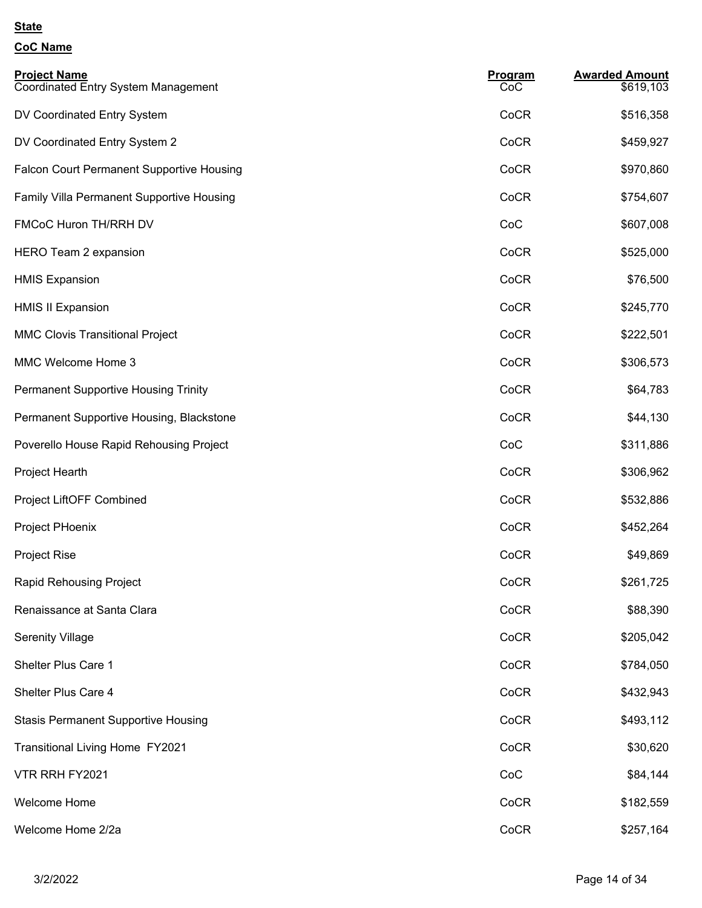**State**

**CoC Name**

| Project Name | Program | Awarded Amount |
|---|---|---|
| Coordinated Entry System Management | CoC | $619,103 |
| DV Coordinated Entry System | CoCR | $516,358 |
| DV Coordinated Entry System 2 | CoCR | $459,927 |
| Falcon Court Permanent Supportive Housing | CoCR | $970,860 |
| Family Villa Permanent Supportive Housing | CoCR | $754,607 |
| FMCoC Huron TH/RRH DV | CoC | $607,008 |
| HERO Team 2 expansion | CoCR | $525,000 |
| HMIS Expansion | CoCR | $76,500 |
| HMIS II Expansion | CoCR | $245,770 |
| MMC Clovis Transitional Project | CoCR | $222,501 |
| MMC Welcome Home 3 | CoCR | $306,573 |
| Permanent Supportive Housing Trinity | CoCR | $64,783 |
| Permanent Supportive Housing, Blackstone | CoCR | $44,130 |
| Poverello House Rapid Rehousing Project | CoC | $311,886 |
| Project Hearth | CoCR | $306,962 |
| Project LiftOFF Combined | CoCR | $532,886 |
| Project PHoenix | CoCR | $452,264 |
| Project Rise | CoCR | $49,869 |
| Rapid Rehousing Project | CoCR | $261,725 |
| Renaissance at Santa Clara | CoCR | $88,390 |
| Serenity Village | CoCR | $205,042 |
| Shelter Plus Care 1 | CoCR | $784,050 |
| Shelter Plus Care 4 | CoCR | $432,943 |
| Stasis Permanent Supportive Housing | CoCR | $493,112 |
| Transitional Living Home FY2021 | CoCR | $30,620 |
| VTR RRH FY2021 | CoC | $84,144 |
| Welcome Home | CoCR | $182,559 |
| Welcome Home 2/2a | CoCR | $257,164 |

3/2/2022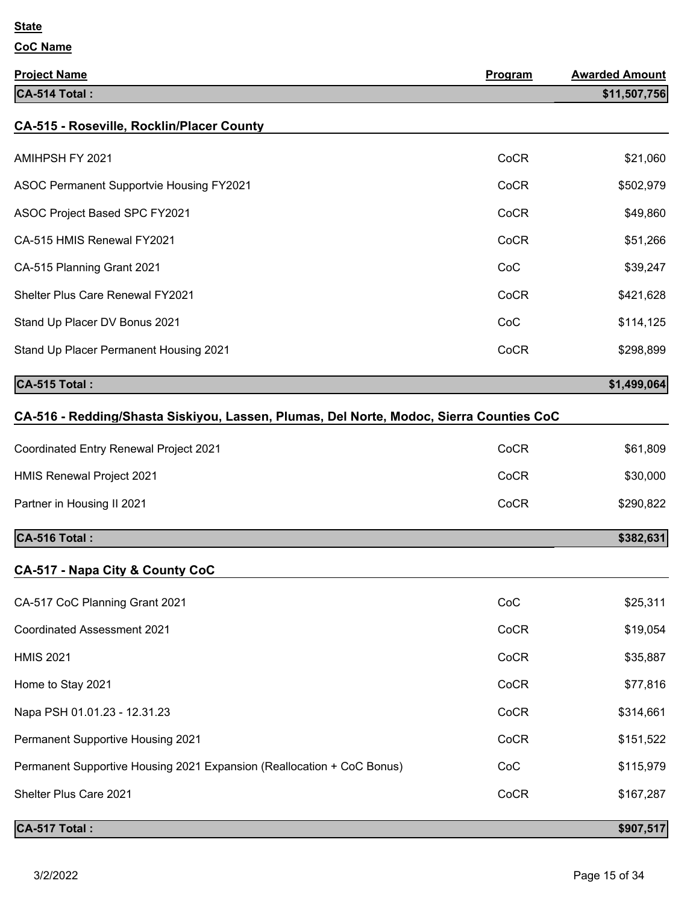**State**

**CoC Name**

| Project Name | Program | Awarded Amount |
|---|---|---|
| **CA-514 Total :** | | **$11,507,756** |

## CA-515 - Roseville, Rocklin/Placer County

| Project Name | Program | Awarded Amount |
|---|---|---|
| AMIHPSH FY 2021 | CoCR | $21,060 |
| ASOC Permanent Supportvie Housing FY2021 | CoCR | $502,979 |
| ASOC Project Based SPC FY2021 | CoCR | $49,860 |
| CA-515 HMIS Renewal FY2021 | CoCR | $51,266 |
| CA-515 Planning Grant 2021 | CoC | $39,247 |
| Shelter Plus Care Renewal FY2021 | CoCR | $421,628 |
| Stand Up Placer DV Bonus 2021 | CoC | $114,125 |
| Stand Up Placer Permanent Housing 2021 | CoCR | $298,899 |
| **CA-515 Total :** | | **$1,499,064** |

## CA-516 - Redding/Shasta Siskiyou, Lassen, Plumas, Del Norte, Modoc, Sierra Counties CoC

| Project Name | Program | Awarded Amount |
|---|---|---|
| Coordinated Entry Renewal Project 2021 | CoCR | $61,809 |
| HMIS Renewal Project 2021 | CoCR | $30,000 |
| Partner in Housing II 2021 | CoCR | $290,822 |
| **CA-516 Total :** | | **$382,631** |

## CA-517 - Napa City & County CoC

| Project Name | Program | Awarded Amount |
|---|---|---|
| CA-517 CoC Planning Grant 2021 | CoC | $25,311 |
| Coordinated Assessment 2021 | CoCR | $19,054 |
| HMIS 2021 | CoCR | $35,887 |
| Home to Stay 2021 | CoCR | $77,816 |
| Napa PSH 01.01.23 - 12.31.23 | CoCR | $314,661 |
| Permanent Supportive Housing 2021 | CoCR | $151,522 |
| Permanent Supportive Housing 2021 Expansion (Reallocation + CoC Bonus) | CoC | $115,979 |
| Shelter Plus Care 2021 | CoCR | $167,287 |
| **CA-517 Total :** | | **$907,517** |

3/2/2022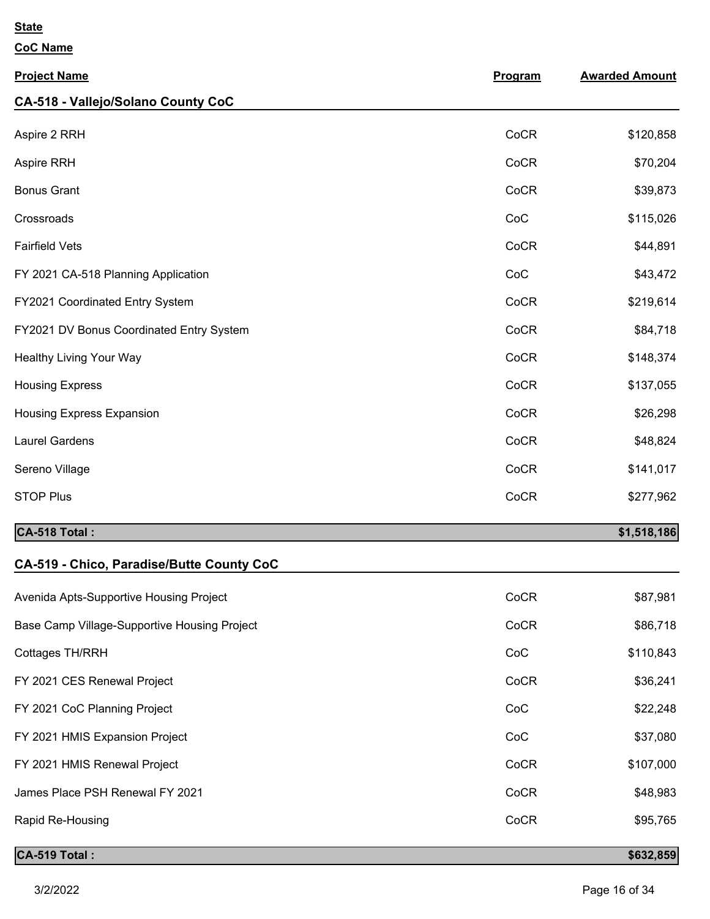**State**

**CoC Name**

| Project Name | Program | Awarded Amount |
|---|---|---|
| **CA-518 - Vallejo/Solano County CoC** | | |
| Aspire 2 RRH | CoCR | $120,858 |
| Aspire RRH | CoCR | $70,204 |
| Bonus Grant | CoCR | $39,873 |
| Crossroads | CoC | $115,026 |
| Fairfield Vets | CoCR | $44,891 |
| FY 2021 CA-518 Planning Application | CoC | $43,472 |
| FY2021 Coordinated Entry System | CoCR | $219,614 |
| FY2021 DV Bonus Coordinated Entry System | CoCR | $84,718 |
| Healthy Living Your Way | CoCR | $148,374 |
| Housing Express | CoCR | $137,055 |
| Housing Express Expansion | CoCR | $26,298 |
| Laurel Gardens | CoCR | $48,824 |
| Sereno Village | CoCR | $141,017 |
| STOP Plus | CoCR | $277,962 |
| **CA-518 Total :** | | **$1,518,186** |
| **CA-519 - Chico, Paradise/Butte County CoC** | | |
| Avenida Apts-Supportive Housing Project | CoCR | $87,981 |
| Base Camp Village-Supportive Housing Project | CoCR | $86,718 |
| Cottages TH/RRH | CoC | $110,843 |
| FY 2021 CES Renewal Project | CoCR | $36,241 |
| FY 2021 CoC Planning Project | CoC | $22,248 |
| FY 2021 HMIS Expansion Project | CoC | $37,080 |
| FY 2021 HMIS Renewal Project | CoCR | $107,000 |
| James Place PSH Renewal FY 2021 | CoCR | $48,983 |
| Rapid Re-Housing | CoCR | $95,765 |
| **CA-519 Total :** | | **$632,859** |

3/2/2022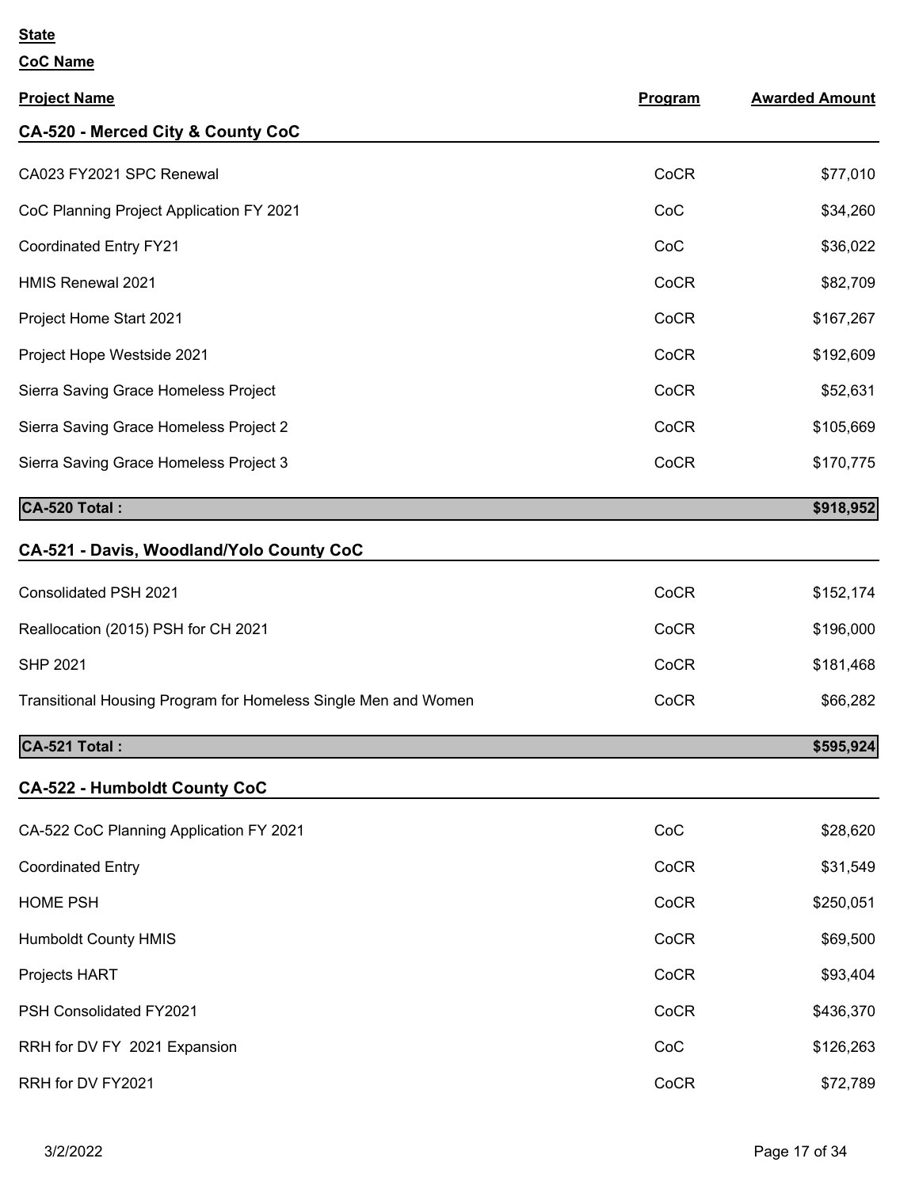**State**

**CoC Name**

| Project Name | Program | Awarded Amount |
|---|---|---|
| **CA-520 - Merced City & County CoC** | | |
| CA023 FY2021 SPC Renewal | CoCR | $77,010 |
| CoC Planning Project Application FY 2021 | CoC | $34,260 |
| Coordinated Entry FY21 | CoC | $36,022 |
| HMIS Renewal 2021 | CoCR | $82,709 |
| Project Home Start 2021 | CoCR | $167,267 |
| Project Hope Westside 2021 | CoCR | $192,609 |
| Sierra Saving Grace Homeless Project | CoCR | $52,631 |
| Sierra Saving Grace Homeless Project 2 | CoCR | $105,669 |
| Sierra Saving Grace Homeless Project 3 | CoCR | $170,775 |
| **CA-520 Total :** | | **$918,952** |
| **CA-521 - Davis, Woodland/Yolo County CoC** | | |
| Consolidated PSH 2021 | CoCR | $152,174 |
| Reallocation (2015) PSH for CH 2021 | CoCR | $196,000 |
| SHP 2021 | CoCR | $181,468 |
| Transitional Housing Program for Homeless Single Men and Women | CoCR | $66,282 |
| **CA-521 Total :** | | **$595,924** |
| **CA-522 - Humboldt County CoC** | | |
| CA-522 CoC Planning Application FY 2021 | CoC | $28,620 |
| Coordinated Entry | CoCR | $31,549 |
| HOME PSH | CoCR | $250,051 |
| Humboldt County HMIS | CoCR | $69,500 |
| Projects HART | CoCR | $93,404 |
| PSH Consolidated FY2021 | CoCR | $436,370 |
| RRH for DV FY 2021 Expansion | CoC | $126,263 |
| RRH for DV FY2021 | CoCR | $72,789 |

3/2/2022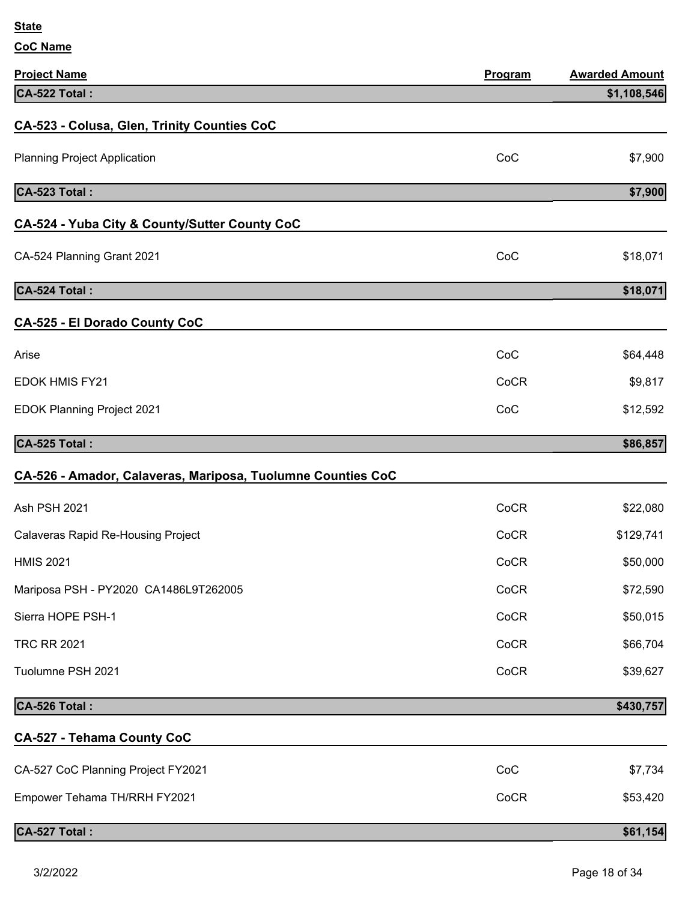**State**

**CoC Name**

| Project Name | Program | Awarded Amount |
|---|---|---|
| **CA-522 Total :** | | **$1,108,546** |

## CA-523 - Colusa, Glen, Trinity Counties CoC

| Project Name | Program | Awarded Amount |
|---|---|---|
| Planning Project Application | CoC | $7,900 |
| **CA-523 Total :** | | **$7,900** |

## CA-524 - Yuba City & County/Sutter County CoC

| Project Name | Program | Awarded Amount |
|---|---|---|
| CA-524 Planning Grant 2021 | CoC | $18,071 |
| **CA-524 Total :** | | **$18,071** |

## CA-525 - El Dorado County CoC

| Project Name | Program | Awarded Amount |
|---|---|---|
| Arise | CoC | $64,448 |
| EDOK HMIS FY21 | CoCR | $9,817 |
| EDOK Planning Project 2021 | CoC | $12,592 |
| **CA-525 Total :** | | **$86,857** |

## CA-526 - Amador, Calaveras, Mariposa, Tuolumne Counties CoC

| Project Name | Program | Awarded Amount |
|---|---|---|
| Ash PSH 2021 | CoCR | $22,080 |
| Calaveras Rapid Re-Housing Project | CoCR | $129,741 |
| HMIS 2021 | CoCR | $50,000 |
| Mariposa PSH - PY2020 CA1486L9T262005 | CoCR | $72,590 |
| Sierra HOPE PSH-1 | CoCR | $50,015 |
| TRC RR 2021 | CoCR | $66,704 |
| Tuolumne PSH 2021 | CoCR | $39,627 |
| **CA-526 Total :** | | **$430,757** |

## CA-527 - Tehama County CoC

| Project Name | Program | Awarded Amount |
|---|---|---|
| CA-527 CoC Planning Project FY2021 | CoC | $7,734 |
| Empower Tehama TH/RRH FY2021 | CoCR | $53,420 |
| **CA-527 Total :** | | **$61,154** |

3/2/2022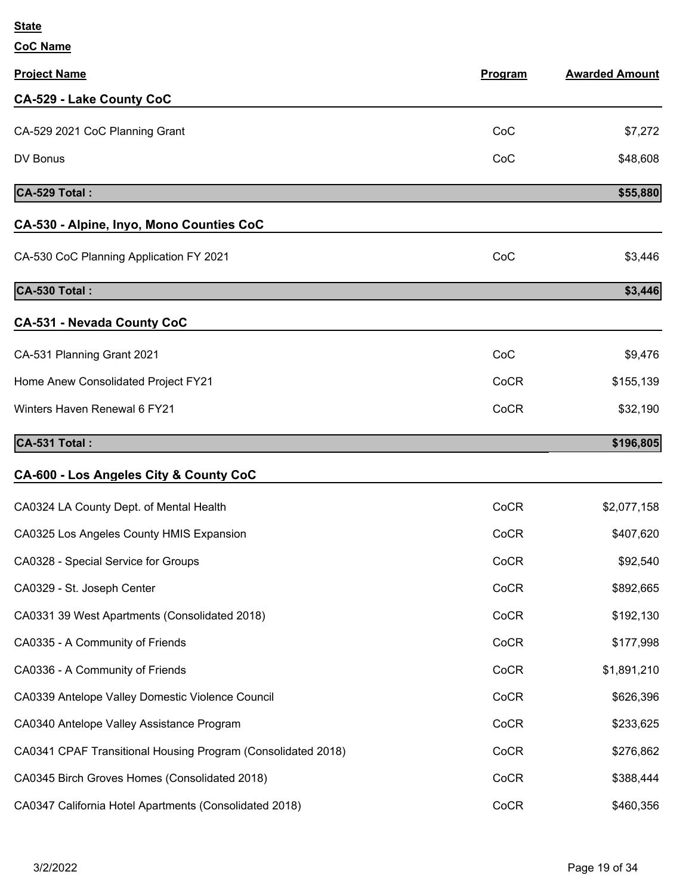**State**

**CoC Name**

| **Project Name** | **Program** | **Awarded Amount** |
|---|---|---|
| **CA-529 - Lake County CoC** | | |
| CA-529 2021 CoC Planning Grant | CoC | $7,272 |
| DV Bonus | CoC | $48,608 |
| **CA-529 Total :** | | **$55,880** |
| **CA-530 - Alpine, Inyo, Mono Counties CoC** | | |
| CA-530 CoC Planning Application FY 2021 | CoC | $3,446 |
| **CA-530 Total :** | | **$3,446** |
| **CA-531 - Nevada County CoC** | | |
| CA-531 Planning Grant 2021 | CoC | $9,476 |
| Home Anew Consolidated Project FY21 | CoCR | $155,139 |
| Winters Haven Renewal 6 FY21 | CoCR | $32,190 |
| **CA-531 Total :** | | **$196,805** |
| **CA-600 - Los Angeles City & County CoC** | | |
| CA0324 LA County Dept. of Mental Health | CoCR | $2,077,158 |
| CA0325 Los Angeles County HMIS Expansion | CoCR | $407,620 |
| CA0328 - Special Service for Groups | CoCR | $92,540 |
| CA0329 - St. Joseph Center | CoCR | $892,665 |
| CA0331 39 West Apartments (Consolidated 2018) | CoCR | $192,130 |
| CA0335 - A Community of Friends | CoCR | $177,998 |
| CA0336 - A Community of Friends | CoCR | $1,891,210 |
| CA0339 Antelope Valley Domestic Violence Council | CoCR | $626,396 |
| CA0340 Antelope Valley Assistance Program | CoCR | $233,625 |
| CA0341 CPAF Transitional Housing Program (Consolidated 2018) | CoCR | $276,862 |
| CA0345 Birch Groves Homes (Consolidated 2018) | CoCR | $388,444 |
| CA0347 California Hotel Apartments (Consolidated 2018) | CoCR | $460,356 |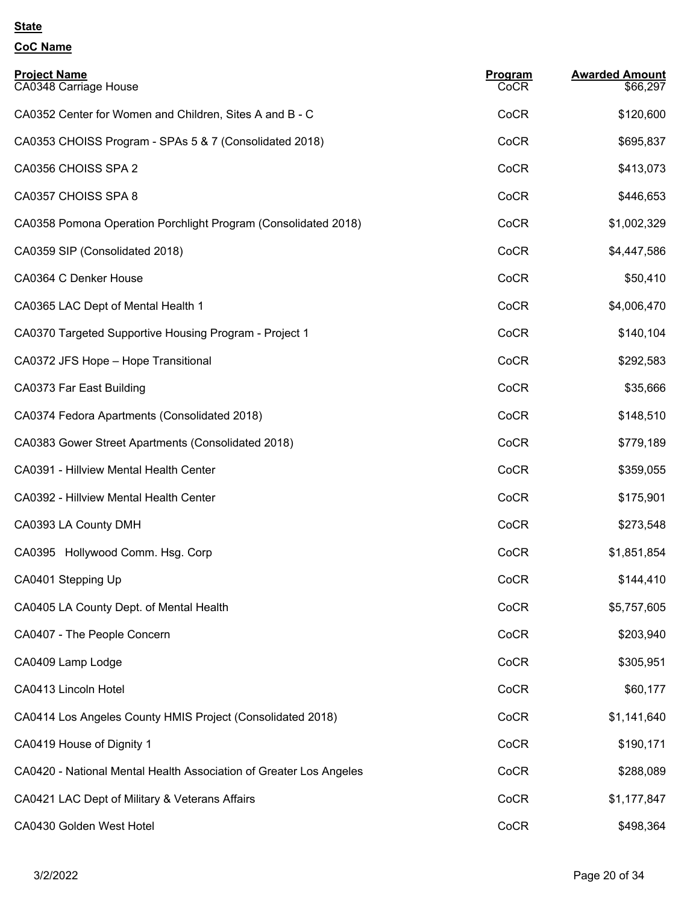**State**

**CoC Name**

| Project Name | Program | Awarded Amount |
| --- | --- | --- |
| CA0348 Carriage House | CoCR | $66,297 |
| CA0352 Center for Women and Children, Sites A and B - C | CoCR | $120,600 |
| CA0353 CHOISS Program - SPAs 5 & 7 (Consolidated 2018) | CoCR | $695,837 |
| CA0356 CHOISS SPA 2 | CoCR | $413,073 |
| CA0357 CHOISS SPA 8 | CoCR | $446,653 |
| CA0358 Pomona Operation Porchlight Program (Consolidated 2018) | CoCR | $1,002,329 |
| CA0359 SIP (Consolidated 2018) | CoCR | $4,447,586 |
| CA0364 C Denker House | CoCR | $50,410 |
| CA0365 LAC Dept of Mental Health 1 | CoCR | $4,006,470 |
| CA0370 Targeted Supportive Housing Program - Project 1 | CoCR | $140,104 |
| CA0372 JFS Hope – Hope Transitional | CoCR | $292,583 |
| CA0373 Far East Building | CoCR | $35,666 |
| CA0374 Fedora Apartments (Consolidated 2018) | CoCR | $148,510 |
| CA0383 Gower Street Apartments (Consolidated 2018) | CoCR | $779,189 |
| CA0391 - Hillview Mental Health Center | CoCR | $359,055 |
| CA0392 - Hillview Mental Health Center | CoCR | $175,901 |
| CA0393 LA County DMH | CoCR | $273,548 |
| CA0395 Hollywood Comm. Hsg. Corp | CoCR | $1,851,854 |
| CA0401 Stepping Up | CoCR | $144,410 |
| CA0405 LA County Dept. of Mental Health | CoCR | $5,757,605 |
| CA0407 - The People Concern | CoCR | $203,940 |
| CA0409 Lamp Lodge | CoCR | $305,951 |
| CA0413 Lincoln Hotel | CoCR | $60,177 |
| CA0414 Los Angeles County HMIS Project (Consolidated 2018) | CoCR | $1,141,640 |
| CA0419 House of Dignity 1 | CoCR | $190,171 |
| CA0420 - National Mental Health Association of Greater Los Angeles | CoCR | $288,089 |
| CA0421 LAC Dept of Military & Veterans Affairs | CoCR | $1,177,847 |
| CA0430 Golden West Hotel | CoCR | $498,364 |

3/2/2022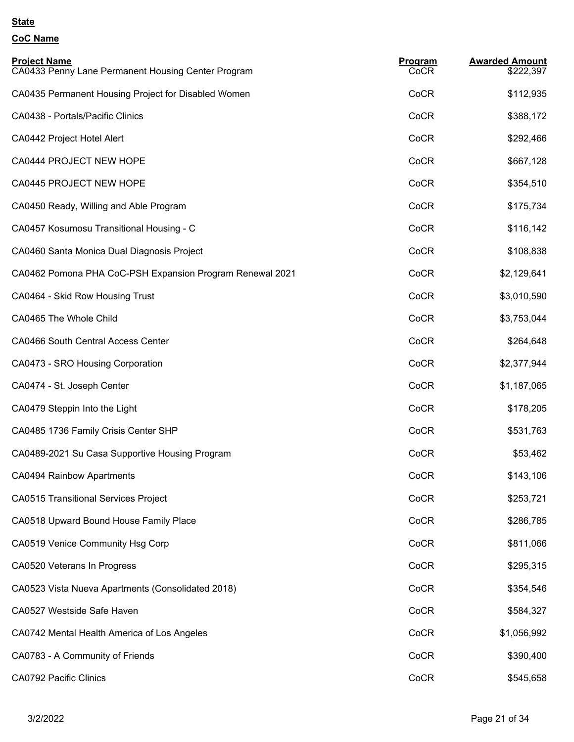**State**

**CoC Name**

| Project Name | Program | Awarded Amount |
|---|---|---|
| CA0433 Penny Lane Permanent Housing Center Program | CoCR | $222,397 |
| CA0435 Permanent Housing Project for Disabled Women | CoCR | $112,935 |
| CA0438 - Portals/Pacific Clinics | CoCR | $388,172 |
| CA0442 Project Hotel Alert | CoCR | $292,466 |
| CA0444 PROJECT NEW HOPE | CoCR | $667,128 |
| CA0445 PROJECT NEW HOPE | CoCR | $354,510 |
| CA0450 Ready, Willing and Able Program | CoCR | $175,734 |
| CA0457 Kosumosu Transitional Housing - C | CoCR | $116,142 |
| CA0460 Santa Monica Dual Diagnosis Project | CoCR | $108,838 |
| CA0462 Pomona PHA CoC-PSH Expansion Program Renewal 2021 | CoCR | $2,129,641 |
| CA0464 - Skid Row Housing Trust | CoCR | $3,010,590 |
| CA0465 The Whole Child | CoCR | $3,753,044 |
| CA0466 South Central Access Center | CoCR | $264,648 |
| CA0473 - SRO Housing Corporation | CoCR | $2,377,944 |
| CA0474 - St. Joseph Center | CoCR | $1,187,065 |
| CA0479 Steppin Into the Light | CoCR | $178,205 |
| CA0485 1736 Family Crisis Center SHP | CoCR | $531,763 |
| CA0489-2021 Su Casa Supportive Housing Program | CoCR | $53,462 |
| CA0494 Rainbow Apartments | CoCR | $143,106 |
| CA0515 Transitional Services Project | CoCR | $253,721 |
| CA0518 Upward Bound House Family Place | CoCR | $286,785 |
| CA0519 Venice Community Hsg Corp | CoCR | $811,066 |
| CA0520 Veterans In Progress | CoCR | $295,315 |
| CA0523 Vista Nueva Apartments (Consolidated 2018) | CoCR | $354,546 |
| CA0527 Westside Safe Haven | CoCR | $584,327 |
| CA0742 Mental Health America of Los Angeles | CoCR | $1,056,992 |
| CA0783 - A Community of Friends | CoCR | $390,400 |
| CA0792 Pacific Clinics | CoCR | $545,658 |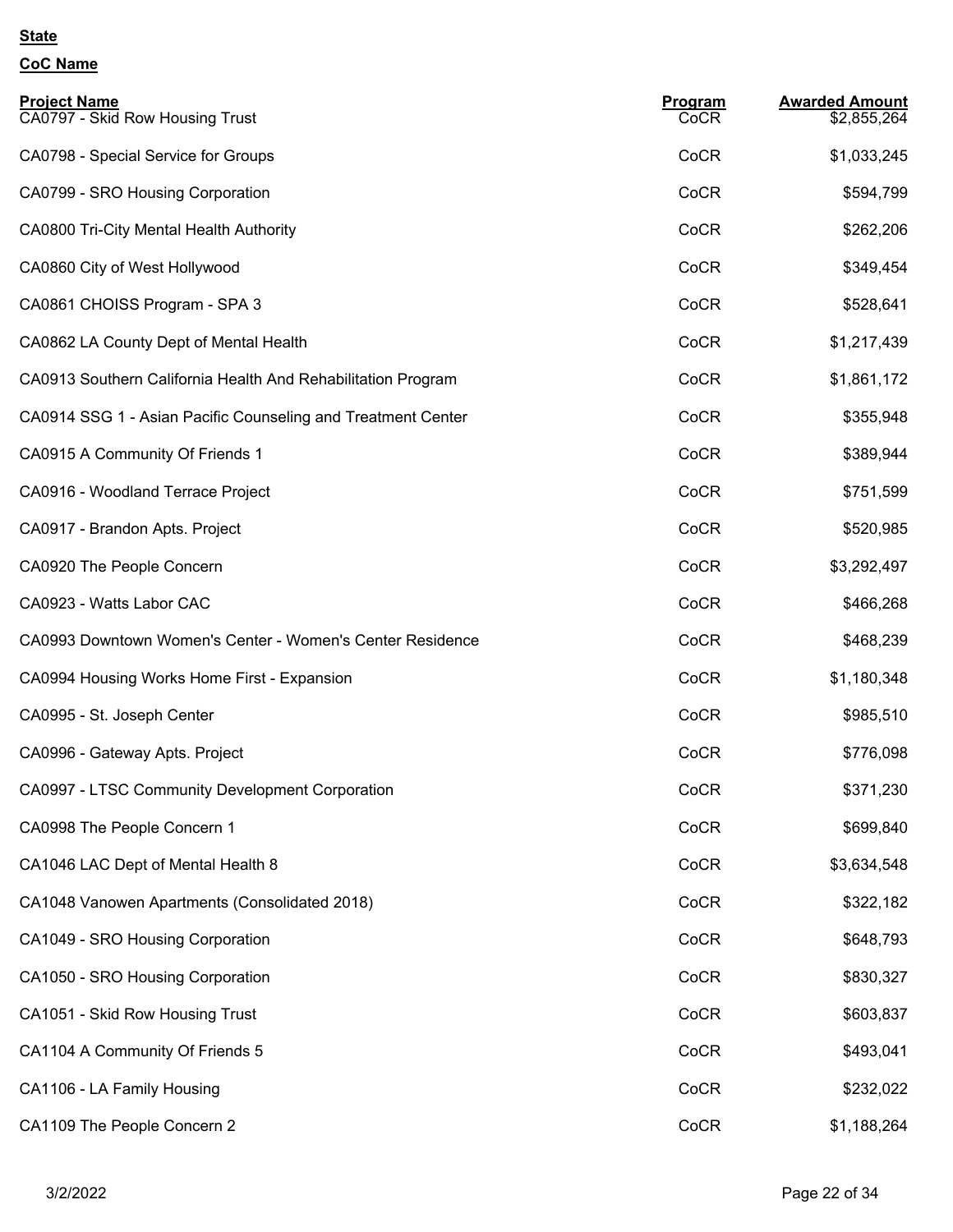**State**

**CoC Name**

| Project Name | Program | Awarded Amount |
| --- | --- | --- |
| CA0797 - Skid Row Housing Trust | CoCR | $2,855,264 |
| CA0798 - Special Service for Groups | CoCR | $1,033,245 |
| CA0799 - SRO Housing Corporation | CoCR | $594,799 |
| CA0800 Tri-City Mental Health Authority | CoCR | $262,206 |
| CA0860 City of West Hollywood | CoCR | $349,454 |
| CA0861 CHOISS Program - SPA 3 | CoCR | $528,641 |
| CA0862 LA County Dept of Mental Health | CoCR | $1,217,439 |
| CA0913 Southern California Health And Rehabilitation Program | CoCR | $1,861,172 |
| CA0914 SSG 1 - Asian Pacific Counseling and Treatment Center | CoCR | $355,948 |
| CA0915 A Community Of Friends 1 | CoCR | $389,944 |
| CA0916 - Woodland Terrace Project | CoCR | $751,599 |
| CA0917 - Brandon Apts. Project | CoCR | $520,985 |
| CA0920 The People Concern | CoCR | $3,292,497 |
| CA0923 - Watts Labor CAC | CoCR | $466,268 |
| CA0993 Downtown Women's Center - Women's Center Residence | CoCR | $468,239 |
| CA0994 Housing Works Home First - Expansion | CoCR | $1,180,348 |
| CA0995 - St. Joseph Center | CoCR | $985,510 |
| CA0996 - Gateway Apts. Project | CoCR | $776,098 |
| CA0997 - LTSC Community Development Corporation | CoCR | $371,230 |
| CA0998 The People Concern 1 | CoCR | $699,840 |
| CA1046 LAC Dept of Mental Health 8 | CoCR | $3,634,548 |
| CA1048 Vanowen Apartments (Consolidated 2018) | CoCR | $322,182 |
| CA1049 - SRO Housing Corporation | CoCR | $648,793 |
| CA1050 - SRO Housing Corporation | CoCR | $830,327 |
| CA1051 - Skid Row Housing Trust | CoCR | $603,837 |
| CA1104 A Community Of Friends 5 | CoCR | $493,041 |
| CA1106 - LA Family Housing | CoCR | $232,022 |
| CA1109 The People Concern 2 | CoCR | $1,188,264 |

3/2/2022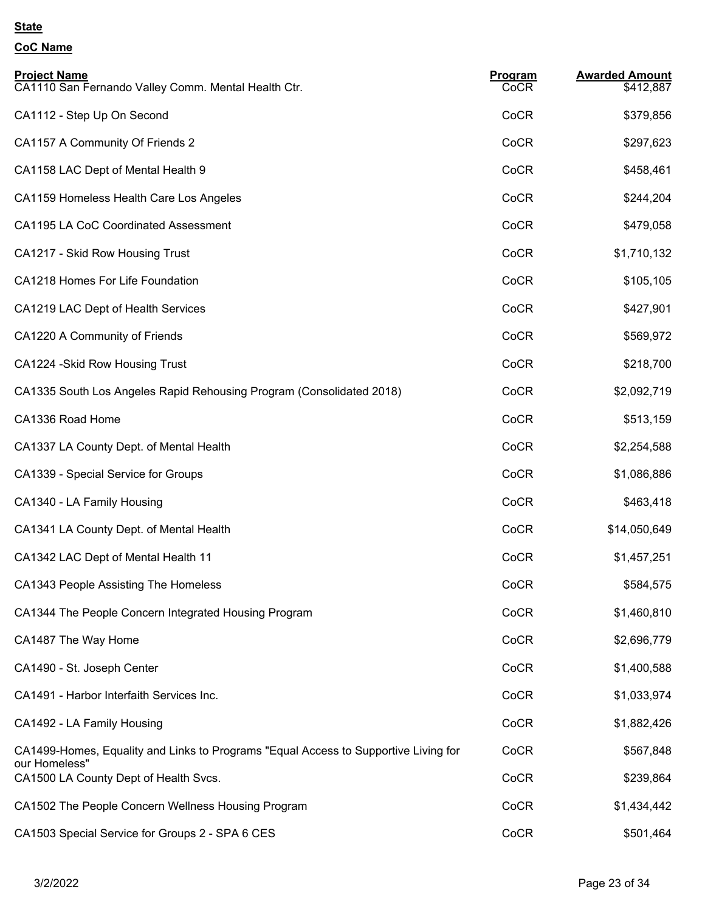**State**

**CoC Name**

| Project Name | Program | Awarded Amount |
|---|---|---|
| CA1110 San Fernando Valley Comm. Mental Health Ctr. | CoCR | $412,887 |
| CA1112 - Step Up On Second | CoCR | $379,856 |
| CA1157 A Community Of Friends 2 | CoCR | $297,623 |
| CA1158 LAC Dept of Mental Health 9 | CoCR | $458,461 |
| CA1159 Homeless Health Care Los Angeles | CoCR | $244,204 |
| CA1195 LA CoC Coordinated Assessment | CoCR | $479,058 |
| CA1217 - Skid Row Housing Trust | CoCR | $1,710,132 |
| CA1218 Homes For Life Foundation | CoCR | $105,105 |
| CA1219 LAC Dept of Health Services | CoCR | $427,901 |
| CA1220 A Community of Friends | CoCR | $569,972 |
| CA1224 -Skid Row Housing Trust | CoCR | $218,700 |
| CA1335 South Los Angeles Rapid Rehousing Program (Consolidated 2018) | CoCR | $2,092,719 |
| CA1336 Road Home | CoCR | $513,159 |
| CA1337 LA County Dept. of Mental Health | CoCR | $2,254,588 |
| CA1339 - Special Service for Groups | CoCR | $1,086,886 |
| CA1340 - LA Family Housing | CoCR | $463,418 |
| CA1341 LA County Dept. of Mental Health | CoCR | $14,050,649 |
| CA1342 LAC Dept of Mental Health 11 | CoCR | $1,457,251 |
| CA1343 People Assisting The Homeless | CoCR | $584,575 |
| CA1344 The People Concern Integrated Housing Program | CoCR | $1,460,810 |
| CA1487 The Way Home | CoCR | $2,696,779 |
| CA1490 - St. Joseph Center | CoCR | $1,400,588 |
| CA1491 - Harbor Interfaith Services Inc. | CoCR | $1,033,974 |
| CA1492 - LA Family Housing | CoCR | $1,882,426 |
| CA1499-Homes, Equality and Links to Programs "Equal Access to Supportive Living for our Homeless" | CoCR | $567,848 |
| CA1500 LA County Dept of Health Svcs. | CoCR | $239,864 |
| CA1502 The People Concern Wellness Housing Program | CoCR | $1,434,442 |
| CA1503 Special Service for Groups 2 - SPA 6 CES | CoCR | $501,464 |

3/2/2022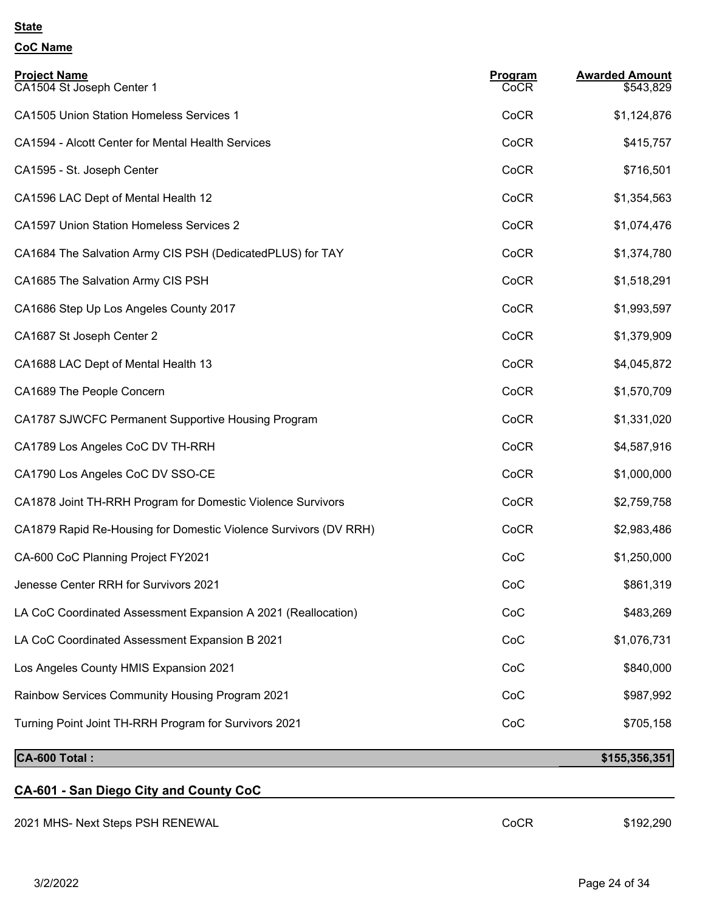**State**

**CoC Name**

| Project Name | Program | Awarded Amount |
|---|---|---|
| CA1504 St Joseph Center 1 | CoCR | $543,829 |
| CA1505 Union Station Homeless Services 1 | CoCR | $1,124,876 |
| CA1594 - Alcott Center for Mental Health Services | CoCR | $415,757 |
| CA1595 - St. Joseph Center | CoCR | $716,501 |
| CA1596 LAC Dept of Mental Health 12 | CoCR | $1,354,563 |
| CA1597 Union Station Homeless Services 2 | CoCR | $1,074,476 |
| CA1684 The Salvation Army CIS PSH (DedicatedPLUS) for TAY | CoCR | $1,374,780 |
| CA1685 The Salvation Army CIS PSH | CoCR | $1,518,291 |
| CA1686 Step Up Los Angeles County 2017 | CoCR | $1,993,597 |
| CA1687 St Joseph Center 2 | CoCR | $1,379,909 |
| CA1688 LAC Dept of Mental Health 13 | CoCR | $4,045,872 |
| CA1689 The People Concern | CoCR | $1,570,709 |
| CA1787 SJWCFC Permanent Supportive Housing Program | CoCR | $1,331,020 |
| CA1789 Los Angeles CoC DV TH-RRH | CoCR | $4,587,916 |
| CA1790 Los Angeles CoC DV SSO-CE | CoCR | $1,000,000 |
| CA1878 Joint TH-RRH Program for Domestic Violence Survivors | CoCR | $2,759,758 |
| CA1879 Rapid Re-Housing for Domestic Violence Survivors (DV RRH) | CoCR | $2,983,486 |
| CA-600 CoC Planning Project FY2021 | CoC | $1,250,000 |
| Jenesse Center RRH for Survivors 2021 | CoC | $861,319 |
| LA CoC Coordinated Assessment Expansion A 2021 (Reallocation) | CoC | $483,269 |
| LA CoC Coordinated Assessment Expansion B 2021 | CoC | $1,076,731 |
| Los Angeles County HMIS Expansion 2021 | CoC | $840,000 |
| Rainbow Services Community Housing Program 2021 | CoC | $987,992 |
| Turning Point Joint TH-RRH Program for Survivors 2021 | CoC | $705,158 |
| **CA-600 Total :** | | **$155,356,351** |

## CA-601 - San Diego City and County CoC

| Project Name | Program | Awarded Amount |
|---|---|---|
| 2021 MHS- Next Steps PSH RENEWAL | CoCR | $192,290 |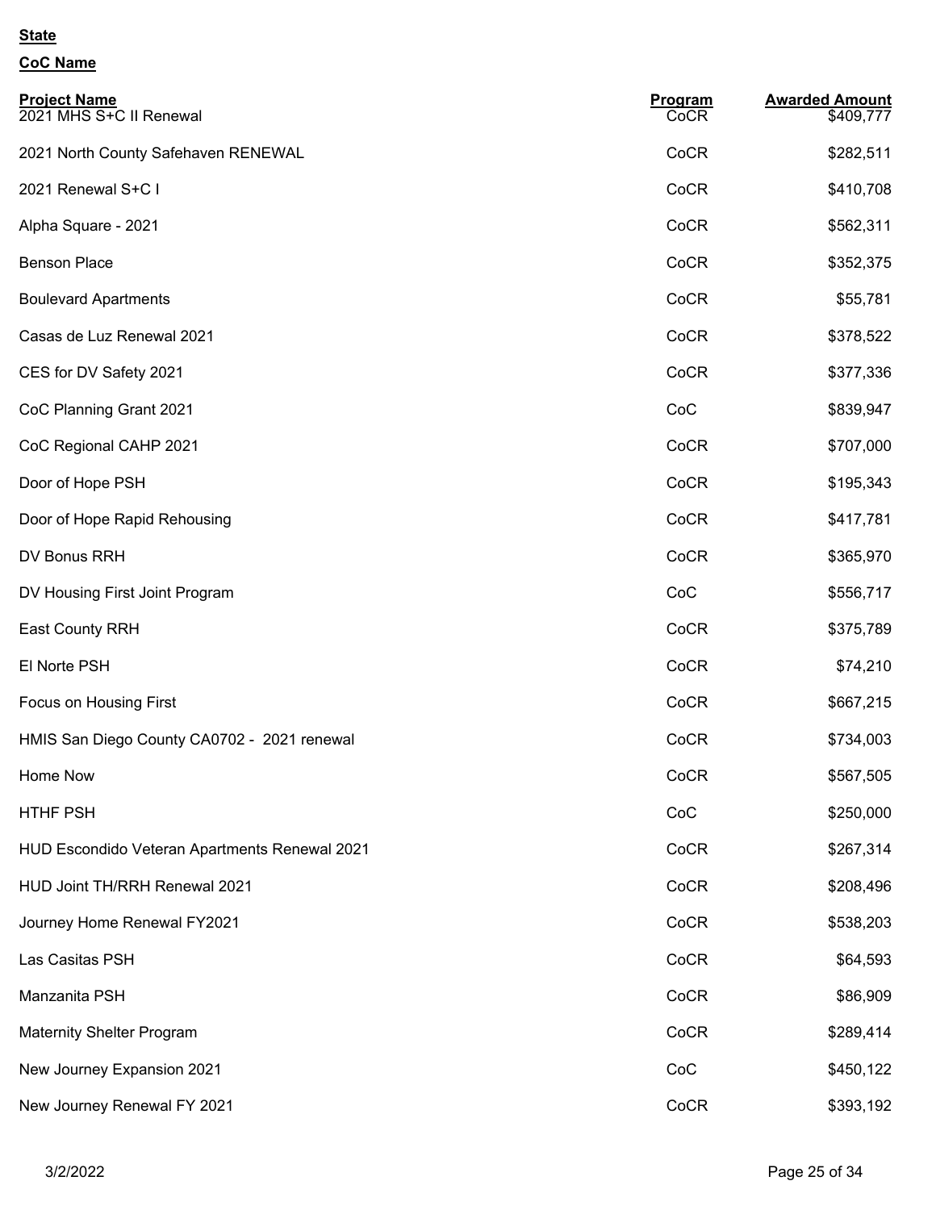**State**

**CoC Name**

| Project Name | Program | Awarded Amount |
|---|---|---|
| 2021 MHS S+C II Renewal | CoCR | $409,777 |
| 2021 North County Safehaven RENEWAL | CoCR | $282,511 |
| 2021 Renewal S+C I | CoCR | $410,708 |
| Alpha Square - 2021 | CoCR | $562,311 |
| Benson Place | CoCR | $352,375 |
| Boulevard Apartments | CoCR | $55,781 |
| Casas de Luz Renewal 2021 | CoCR | $378,522 |
| CES for DV Safety 2021 | CoCR | $377,336 |
| CoC Planning Grant 2021 | CoC | $839,947 |
| CoC Regional CAHP 2021 | CoCR | $707,000 |
| Door of Hope PSH | CoCR | $195,343 |
| Door of Hope Rapid Rehousing | CoCR | $417,781 |
| DV Bonus RRH | CoCR | $365,970 |
| DV Housing First Joint Program | CoC | $556,717 |
| East County RRH | CoCR | $375,789 |
| El Norte PSH | CoCR | $74,210 |
| Focus on Housing First | CoCR | $667,215 |
| HMIS San Diego County CA0702 - 2021 renewal | CoCR | $734,003 |
| Home Now | CoCR | $567,505 |
| HTHF PSH | CoC | $250,000 |
| HUD Escondido Veteran Apartments Renewal 2021 | CoCR | $267,314 |
| HUD Joint TH/RRH Renewal 2021 | CoCR | $208,496 |
| Journey Home Renewal FY2021 | CoCR | $538,203 |
| Las Casitas PSH | CoCR | $64,593 |
| Manzanita PSH | CoCR | $86,909 |
| Maternity Shelter Program | CoCR | $289,414 |
| New Journey Expansion 2021 | CoC | $450,122 |
| New Journey Renewal FY 2021 | CoCR | $393,192 |

3/2/2022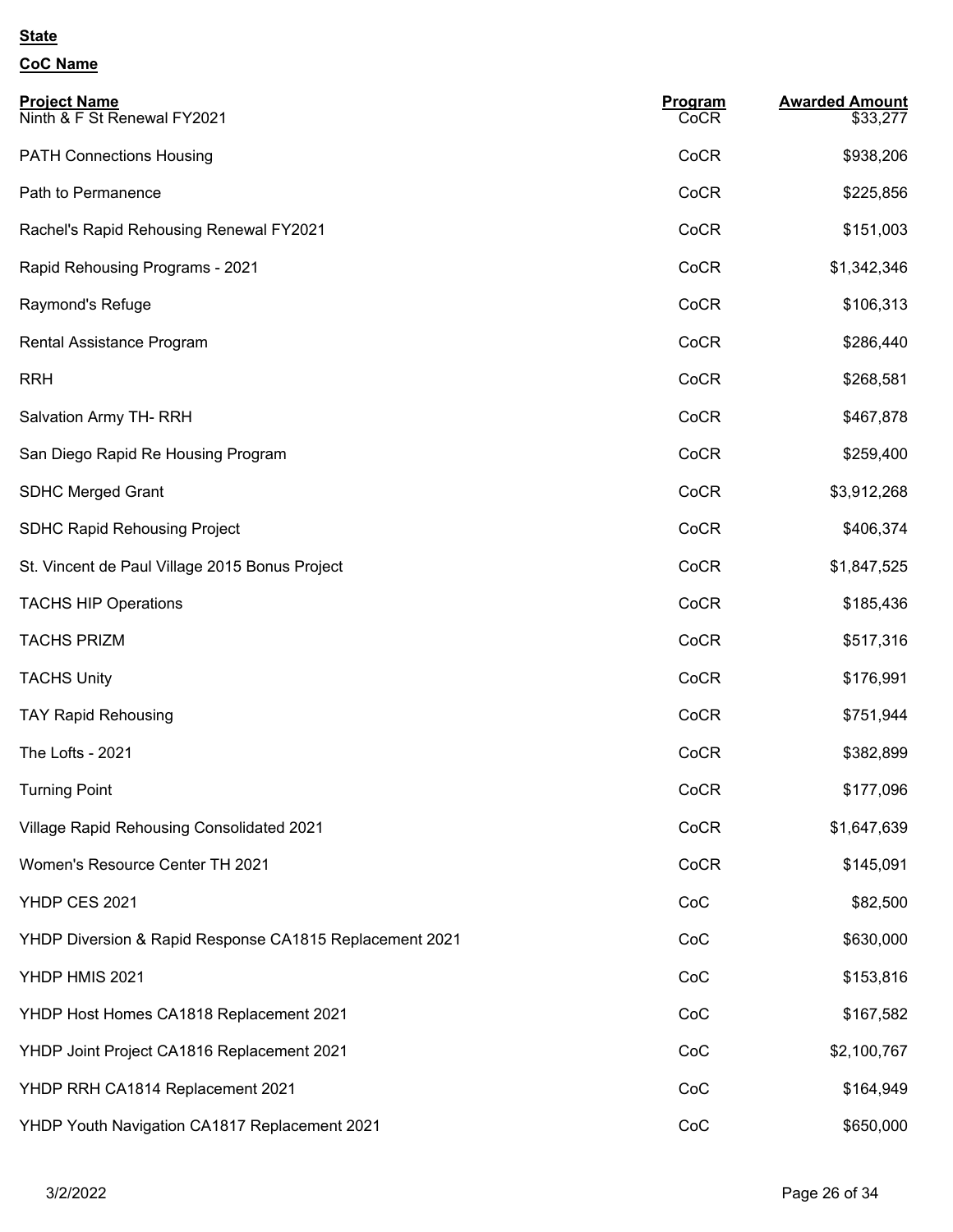**State**

**CoC Name**

| Project Name | Program | Awarded Amount |
|---|---|---|
| Ninth & F St Renewal FY2021 | CoCR | $33,277 |
| PATH Connections Housing | CoCR | $938,206 |
| Path to Permanence | CoCR | $225,856 |
| Rachel's Rapid Rehousing Renewal FY2021 | CoCR | $151,003 |
| Rapid Rehousing Programs - 2021 | CoCR | $1,342,346 |
| Raymond's Refuge | CoCR | $106,313 |
| Rental Assistance Program | CoCR | $286,440 |
| RRH | CoCR | $268,581 |
| Salvation Army TH- RRH | CoCR | $467,878 |
| San Diego Rapid Re Housing Program | CoCR | $259,400 |
| SDHC Merged Grant | CoCR | $3,912,268 |
| SDHC Rapid Rehousing Project | CoCR | $406,374 |
| St. Vincent de Paul Village 2015 Bonus Project | CoCR | $1,847,525 |
| TACHS HIP Operations | CoCR | $185,436 |
| TACHS PRIZM | CoCR | $517,316 |
| TACHS Unity | CoCR | $176,991 |
| TAY Rapid Rehousing | CoCR | $751,944 |
| The Lofts - 2021 | CoCR | $382,899 |
| Turning Point | CoCR | $177,096 |
| Village Rapid Rehousing Consolidated 2021 | CoCR | $1,647,639 |
| Women's Resource Center TH 2021 | CoCR | $145,091 |
| YHDP CES 2021 | CoC | $82,500 |
| YHDP Diversion & Rapid Response CA1815 Replacement 2021 | CoC | $630,000 |
| YHDP HMIS 2021 | CoC | $153,816 |
| YHDP Host Homes CA1818 Replacement 2021 | CoC | $167,582 |
| YHDP Joint Project CA1816 Replacement 2021 | CoC | $2,100,767 |
| YHDP RRH CA1814 Replacement 2021 | CoC | $164,949 |
| YHDP Youth Navigation CA1817 Replacement 2021 | CoC | $650,000 |

3/2/2022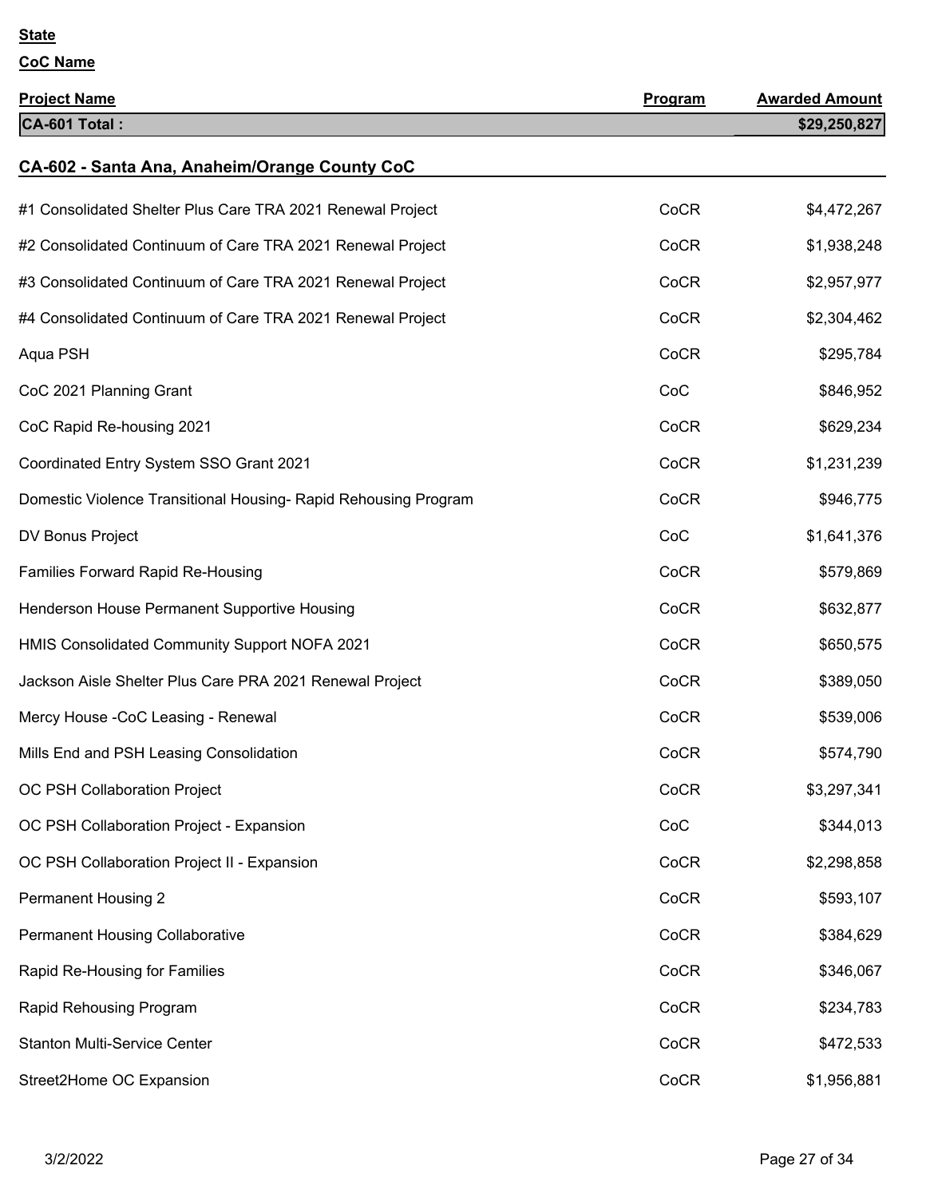**State**

**CoC Name**

| Project Name | Program | Awarded Amount |
|---|---|---|
| **CA-601 Total :** | | **$29,250,827** |

## CA-602 - Santa Ana, Anaheim/Orange County CoC

| Project Name | Program | Awarded Amount |
|---|---|---|
| #1 Consolidated Shelter Plus Care TRA 2021 Renewal Project | CoCR | $4,472,267 |
| #2 Consolidated Continuum of Care TRA 2021 Renewal Project | CoCR | $1,938,248 |
| #3 Consolidated Continuum of Care TRA 2021 Renewal Project | CoCR | $2,957,977 |
| #4 Consolidated Continuum of Care TRA 2021 Renewal Project | CoCR | $2,304,462 |
| Aqua PSH | CoCR | $295,784 |
| CoC 2021 Planning Grant | CoC | $846,952 |
| CoC Rapid Re-housing 2021 | CoCR | $629,234 |
| Coordinated Entry System SSO Grant 2021 | CoCR | $1,231,239 |
| Domestic Violence Transitional Housing- Rapid Rehousing Program | CoCR | $946,775 |
| DV Bonus Project | CoC | $1,641,376 |
| Families Forward Rapid Re-Housing | CoCR | $579,869 |
| Henderson House Permanent Supportive Housing | CoCR | $632,877 |
| HMIS Consolidated Community Support NOFA 2021 | CoCR | $650,575 |
| Jackson Aisle Shelter Plus Care PRA 2021 Renewal Project | CoCR | $389,050 |
| Mercy House -CoC Leasing - Renewal | CoCR | $539,006 |
| Mills End and PSH Leasing Consolidation | CoCR | $574,790 |
| OC PSH Collaboration Project | CoCR | $3,297,341 |
| OC PSH Collaboration Project - Expansion | CoC | $344,013 |
| OC PSH Collaboration Project II - Expansion | CoCR | $2,298,858 |
| Permanent Housing 2 | CoCR | $593,107 |
| Permanent Housing Collaborative | CoCR | $384,629 |
| Rapid Re-Housing for Families | CoCR | $346,067 |
| Rapid Rehousing Program | CoCR | $234,783 |
| Stanton Multi-Service Center | CoCR | $472,533 |
| Street2Home OC Expansion | CoCR | $1,956,881 |

3/2/2022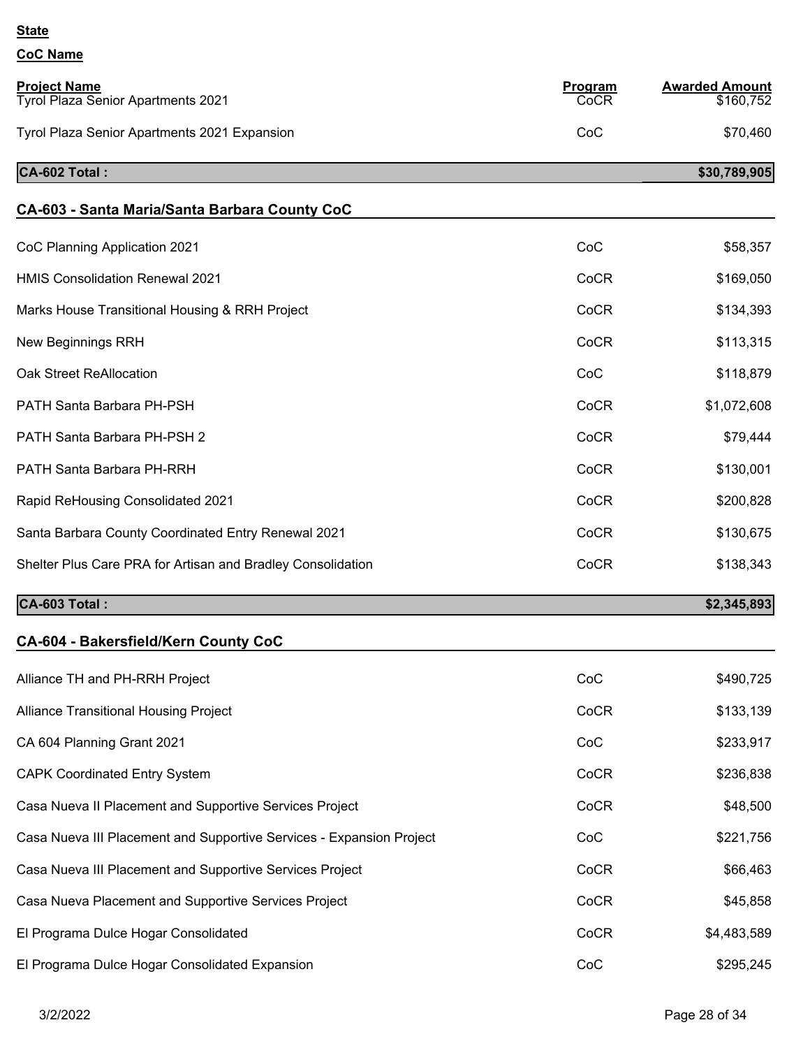**State**

**CoC Name**

| Project Name | Program | Awarded Amount |
|---|---|---|
| Tyrol Plaza Senior Apartments 2021 | CoCR | $160,752 |
| Tyrol Plaza Senior Apartments 2021 Expansion | CoC | $70,460 |
| **CA-602 Total :** | | **$30,789,905** |

## CA-603 - Santa Maria/Santa Barbara County CoC

| Project Name | Program | Awarded Amount |
|---|---|---|
| CoC Planning Application 2021 | CoC | $58,357 |
| HMIS Consolidation Renewal 2021 | CoCR | $169,050 |
| Marks House Transitional Housing & RRH Project | CoCR | $134,393 |
| New Beginnings RRH | CoCR | $113,315 |
| Oak Street ReAllocation | CoC | $118,879 |
| PATH Santa Barbara PH-PSH | CoCR | $1,072,608 |
| PATH Santa Barbara PH-PSH 2 | CoCR | $79,444 |
| PATH Santa Barbara PH-RRH | CoCR | $130,001 |
| Rapid ReHousing Consolidated 2021 | CoCR | $200,828 |
| Santa Barbara County Coordinated Entry Renewal 2021 | CoCR | $130,675 |
| Shelter Plus Care PRA for Artisan and Bradley Consolidation | CoCR | $138,343 |
| **CA-603 Total :** | | **$2,345,893** |

## CA-604 - Bakersfield/Kern County CoC

| Project Name | Program | Awarded Amount |
|---|---|---|
| Alliance TH and PH-RRH Project | CoC | $490,725 |
| Alliance Transitional Housing Project | CoCR | $133,139 |
| CA 604 Planning Grant 2021 | CoC | $233,917 |
| CAPK Coordinated Entry System | CoCR | $236,838 |
| Casa Nueva II Placement and Supportive Services Project | CoCR | $48,500 |
| Casa Nueva III Placement and Supportive Services - Expansion Project | CoC | $221,756 |
| Casa Nueva III Placement and Supportive Services Project | CoCR | $66,463 |
| Casa Nueva Placement and Supportive Services Project | CoCR | $45,858 |
| El Programa Dulce Hogar Consolidated | CoCR | $4,483,589 |
| El Programa Dulce Hogar Consolidated Expansion | CoC | $295,245 |

3/2/2022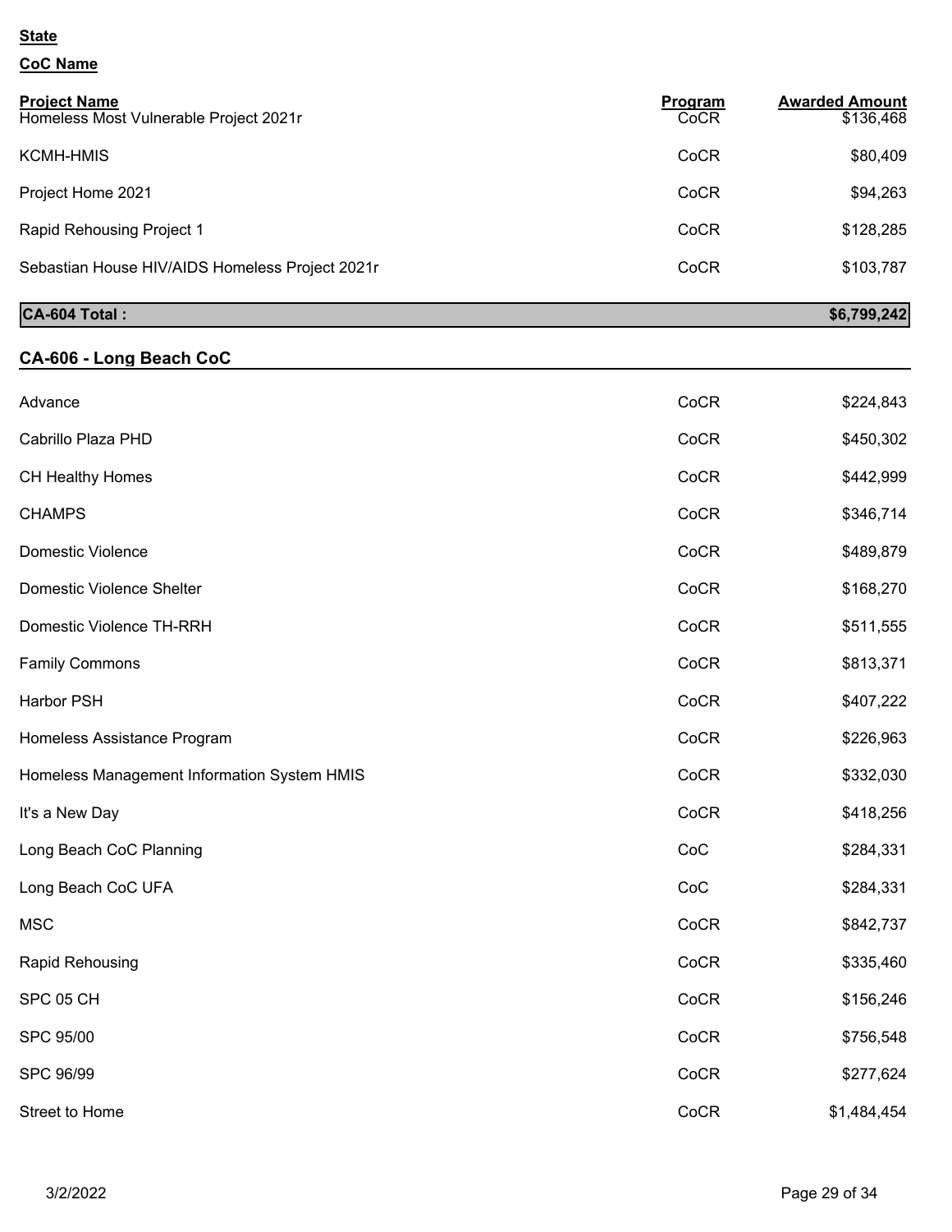**State**

**CoC Name**

| Project Name | Program | Awarded Amount |
|---|---|---|
| Homeless Most Vulnerable Project 2021r | CoCR | $136,468 |
| KCMH-HMIS | CoCR | $80,409 |
| Project Home 2021 | CoCR | $94,263 |
| Rapid Rehousing Project 1 | CoCR | $128,285 |
| Sebastian House HIV/AIDS Homeless Project 2021r | CoCR | $103,787 |
| **CA-604 Total :** | | **$6,799,242** |

## CA-606 - Long Beach CoC

| Project Name | Program | Awarded Amount |
|---|---|---|
| Advance | CoCR | $224,843 |
| Cabrillo Plaza PHD | CoCR | $450,302 |
| CH Healthy Homes | CoCR | $442,999 |
| CHAMPS | CoCR | $346,714 |
| Domestic Violence | CoCR | $489,879 |
| Domestic Violence Shelter | CoCR | $168,270 |
| Domestic Violence TH-RRH | CoCR | $511,555 |
| Family Commons | CoCR | $813,371 |
| Harbor PSH | CoCR | $407,222 |
| Homeless Assistance Program | CoCR | $226,963 |
| Homeless Management Information System HMIS | CoCR | $332,030 |
| It's a New Day | CoCR | $418,256 |
| Long Beach CoC Planning | CoC | $284,331 |
| Long Beach CoC UFA | CoC | $284,331 |
| MSC | CoCR | $842,737 |
| Rapid Rehousing | CoCR | $335,460 |
| SPC 05 CH | CoCR | $156,246 |
| SPC 95/00 | CoCR | $756,548 |
| SPC 96/99 | CoCR | $277,624 |
| Street to Home | CoCR | $1,484,454 |

3/2/2022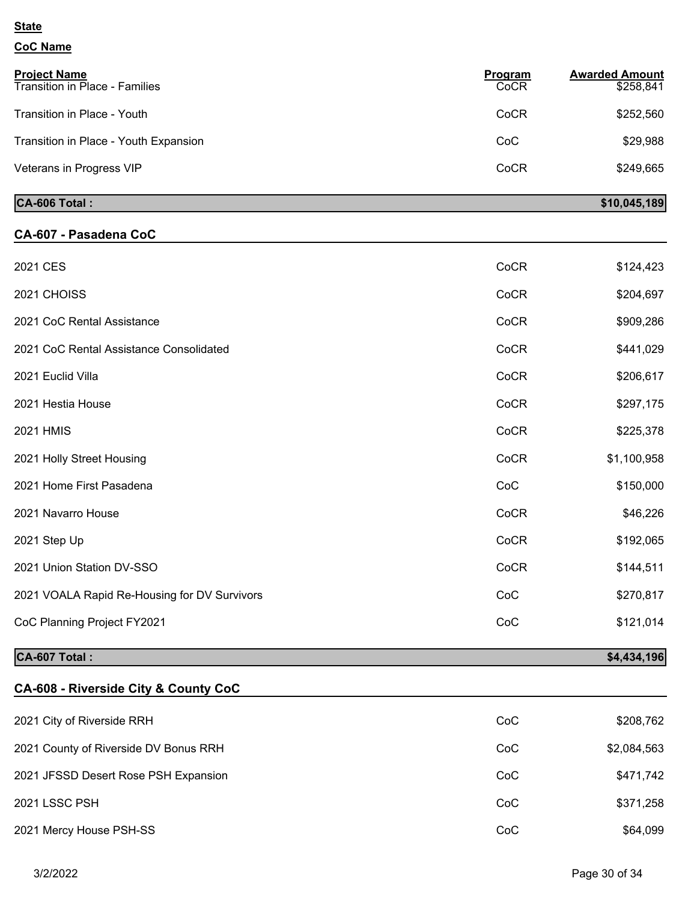**State**

**CoC Name**

| Project Name | Program | Awarded Amount |
|---|---|---|
| Transition in Place - Families | CoCR | $258,841 |
| Transition in Place - Youth | CoCR | $252,560 |
| Transition in Place - Youth Expansion | CoC | $29,988 |
| Veterans in Progress VIP | CoCR | $249,665 |
| **CA-606 Total :** | | **$10,045,189** |

## CA-607 - Pasadena CoC

| Project Name | Program | Awarded Amount |
|---|---|---|
| 2021 CES | CoCR | $124,423 |
| 2021 CHOISS | CoCR | $204,697 |
| 2021 CoC Rental Assistance | CoCR | $909,286 |
| 2021 CoC Rental Assistance Consolidated | CoCR | $441,029 |
| 2021 Euclid Villa | CoCR | $206,617 |
| 2021 Hestia House | CoCR | $297,175 |
| 2021 HMIS | CoCR | $225,378 |
| 2021 Holly Street Housing | CoCR | $1,100,958 |
| 2021 Home First Pasadena | CoC | $150,000 |
| 2021 Navarro House | CoCR | $46,226 |
| 2021 Step Up | CoCR | $192,065 |
| 2021 Union Station DV-SSO | CoCR | $144,511 |
| 2021 VOALA Rapid Re-Housing for DV Survivors | CoC | $270,817 |
| CoC Planning Project FY2021 | CoC | $121,014 |
| **CA-607 Total :** | | **$4,434,196** |

## CA-608 - Riverside City & County CoC

| Project Name | Program | Awarded Amount |
|---|---|---|
| 2021 City of Riverside RRH | CoC | $208,762 |
| 2021 County of Riverside DV Bonus RRH | CoC | $2,084,563 |
| 2021 JFSSD Desert Rose PSH Expansion | CoC | $471,742 |
| 2021 LSSC PSH | CoC | $371,258 |
| 2021 Mercy House PSH-SS | CoC | $64,099 |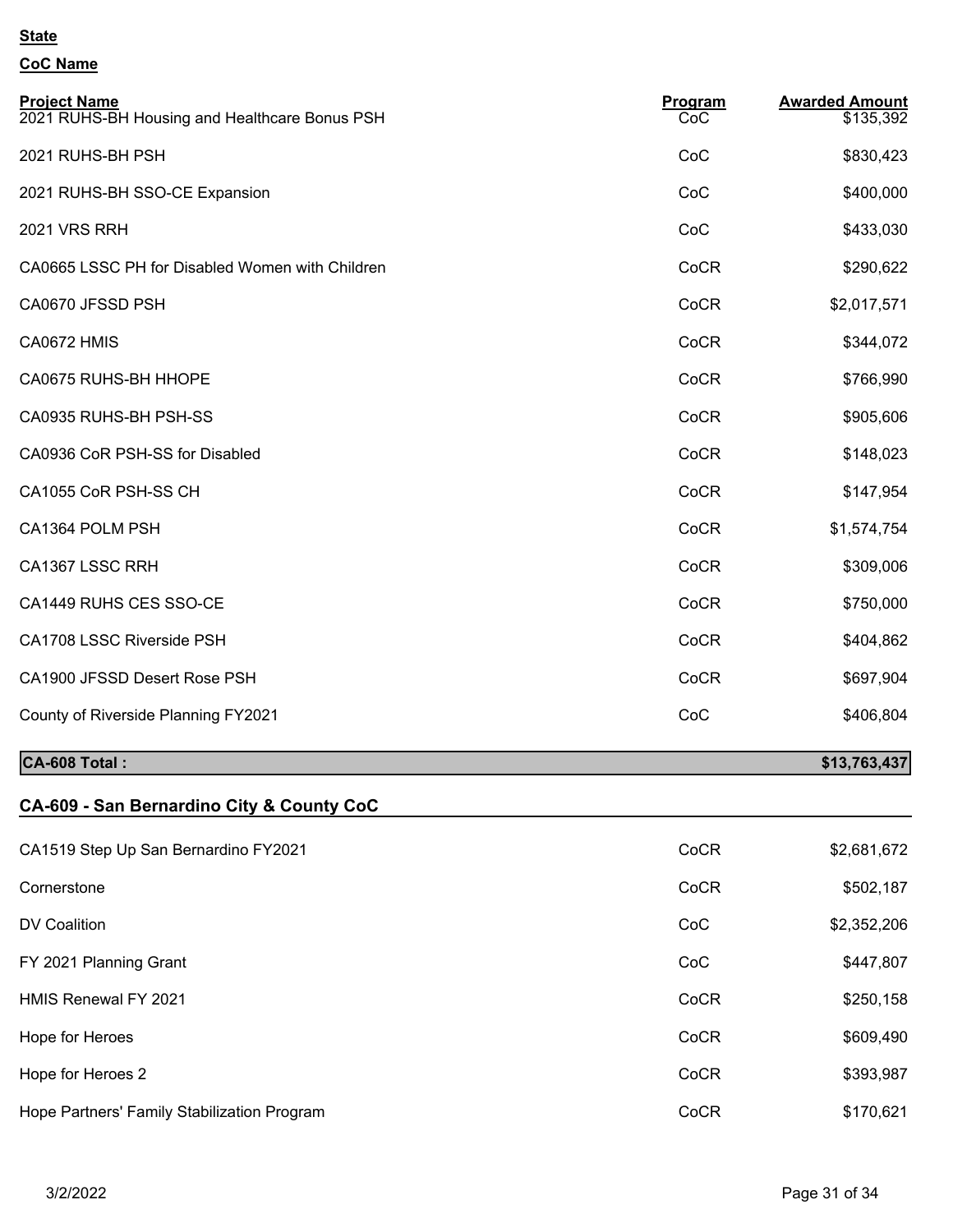**State**

**CoC Name**

| Project Name | Program | Awarded Amount |
|---|---|---|
| 2021 RUHS-BH Housing and Healthcare Bonus PSH | CoC | $135,392 |
| 2021 RUHS-BH PSH | CoC | $830,423 |
| 2021 RUHS-BH SSO-CE Expansion | CoC | $400,000 |
| 2021 VRS RRH | CoC | $433,030 |
| CA0665 LSSC PH for Disabled Women with Children | CoCR | $290,622 |
| CA0670 JFSSD PSH | CoCR | $2,017,571 |
| CA0672 HMIS | CoCR | $344,072 |
| CA0675 RUHS-BH HHOPE | CoCR | $766,990 |
| CA0935 RUHS-BH PSH-SS | CoCR | $905,606 |
| CA0936 CoR PSH-SS for Disabled | CoCR | $148,023 |
| CA1055 CoR PSH-SS CH | CoCR | $147,954 |
| CA1364 POLM PSH | CoCR | $1,574,754 |
| CA1367 LSSC RRH | CoCR | $309,006 |
| CA1449 RUHS CES SSO-CE | CoCR | $750,000 |
| CA1708 LSSC Riverside PSH | CoCR | $404,862 |
| CA1900 JFSSD Desert Rose PSH | CoCR | $697,904 |
| County of Riverside Planning FY2021 | CoC | $406,804 |
| **CA-608 Total :** | | **$13,763,437** |

## CA-609 - San Bernardino City & County CoC

| Project Name | Program | Awarded Amount |
|---|---|---|
| CA1519 Step Up San Bernardino FY2021 | CoCR | $2,681,672 |
| Cornerstone | CoCR | $502,187 |
| DV Coalition | CoC | $2,352,206 |
| FY 2021 Planning Grant | CoC | $447,807 |
| HMIS Renewal FY 2021 | CoCR | $250,158 |
| Hope for Heroes | CoCR | $609,490 |
| Hope for Heroes 2 | CoCR | $393,987 |
| Hope Partners' Family Stabilization Program | CoCR | $170,621 |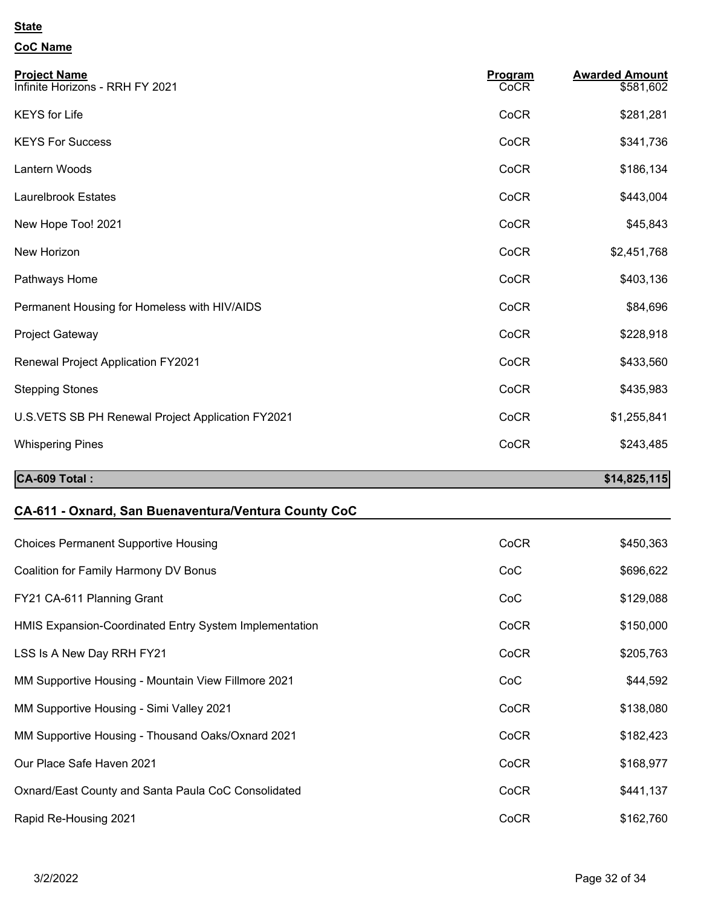**State**

**CoC Name**

| Project Name | Program | Awarded Amount |
|---|---|---|
| Infinite Horizons - RRH FY 2021 | CoCR | $581,602 |
| KEYS for Life | CoCR | $281,281 |
| KEYS For Success | CoCR | $341,736 |
| Lantern Woods | CoCR | $186,134 |
| Laurelbrook Estates | CoCR | $443,004 |
| New Hope Too! 2021 | CoCR | $45,843 |
| New Horizon | CoCR | $2,451,768 |
| Pathways Home | CoCR | $403,136 |
| Permanent Housing for Homeless with HIV/AIDS | CoCR | $84,696 |
| Project Gateway | CoCR | $228,918 |
| Renewal Project Application FY2021 | CoCR | $433,560 |
| Stepping Stones | CoCR | $435,983 |
| U.S.VETS SB PH Renewal Project Application FY2021 | CoCR | $1,255,841 |
| Whispering Pines | CoCR | $243,485 |
| **CA-609 Total :** | | **$14,825,115** |

## CA-611 - Oxnard, San Buenaventura/Ventura County CoC

| Project Name | Program | Awarded Amount |
|---|---|---|
| Choices Permanent Supportive Housing | CoCR | $450,363 |
| Coalition for Family Harmony DV Bonus | CoC | $696,622 |
| FY21 CA-611 Planning Grant | CoC | $129,088 |
| HMIS Expansion-Coordinated Entry System Implementation | CoCR | $150,000 |
| LSS Is A New Day RRH FY21 | CoCR | $205,763 |
| MM Supportive Housing - Mountain View Fillmore 2021 | CoC | $44,592 |
| MM Supportive Housing - Simi Valley 2021 | CoCR | $138,080 |
| MM Supportive Housing - Thousand Oaks/Oxnard 2021 | CoCR | $182,423 |
| Our Place Safe Haven 2021 | CoCR | $168,977 |
| Oxnard/East County and Santa Paula CoC Consolidated | CoCR | $441,137 |
| Rapid Re-Housing 2021 | CoCR | $162,760 |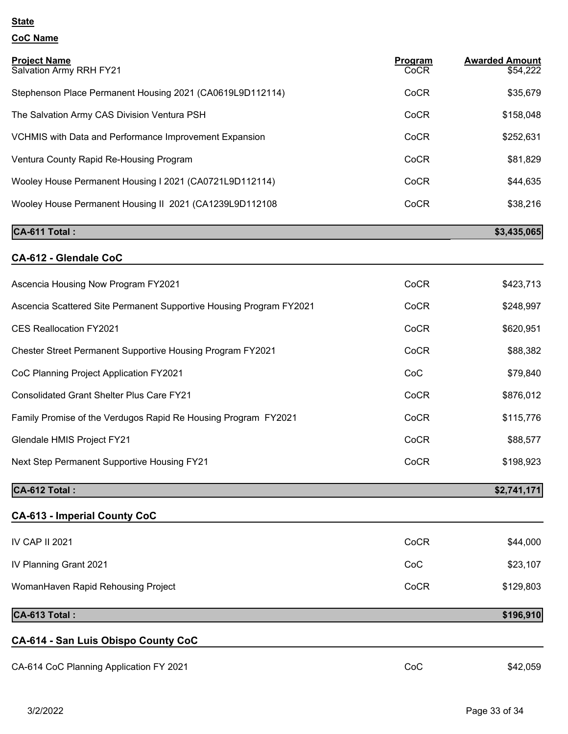**State**

**CoC Name**

| Project Name | Program | Awarded Amount |
| --- | --- | --- |
| Salvation Army RRH FY21 | CoCR | $54,222 |
| Stephenson Place Permanent Housing 2021 (CA0619L9D112114) | CoCR | $35,679 |
| The Salvation Army CAS Division Ventura PSH | CoCR | $158,048 |
| VCHMIS with Data and Performance Improvement Expansion | CoCR | $252,631 |
| Ventura County Rapid Re-Housing Program | CoCR | $81,829 |
| Wooley House Permanent Housing I 2021 (CA0721L9D112114) | CoCR | $44,635 |
| Wooley House Permanent Housing II 2021 (CA1239L9D112108 | CoCR | $38,216 |
| **CA-611 Total :** | | **$3,435,065** |

## CA-612 - Glendale CoC

| Project Name | Program | Awarded Amount |
| --- | --- | --- |
| Ascencia Housing Now Program FY2021 | CoCR | $423,713 |
| Ascencia Scattered Site Permanent Supportive Housing Program FY2021 | CoCR | $248,997 |
| CES Reallocation FY2021 | CoCR | $620,951 |
| Chester Street Permanent Supportive Housing Program FY2021 | CoCR | $88,382 |
| CoC Planning Project Application FY2021 | CoC | $79,840 |
| Consolidated Grant Shelter Plus Care FY21 | CoCR | $876,012 |
| Family Promise of the Verdugos Rapid Re Housing Program FY2021 | CoCR | $115,776 |
| Glendale HMIS Project FY21 | CoCR | $88,577 |
| Next Step Permanent Supportive Housing FY21 | CoCR | $198,923 |
| **CA-612 Total :** | | **$2,741,171** |

## CA-613 - Imperial County CoC

| Project Name | Program | Awarded Amount |
| --- | --- | --- |
| IV CAP II 2021 | CoCR | $44,000 |
| IV Planning Grant 2021 | CoC | $23,107 |
| WomanHaven Rapid Rehousing Project | CoCR | $129,803 |
| **CA-613 Total :** | | **$196,910** |

## CA-614 - San Luis Obispo County CoC

| Project Name | Program | Awarded Amount |
| --- | --- | --- |
| CA-614 CoC Planning Application FY 2021 | CoC | $42,059 |

3/2/2022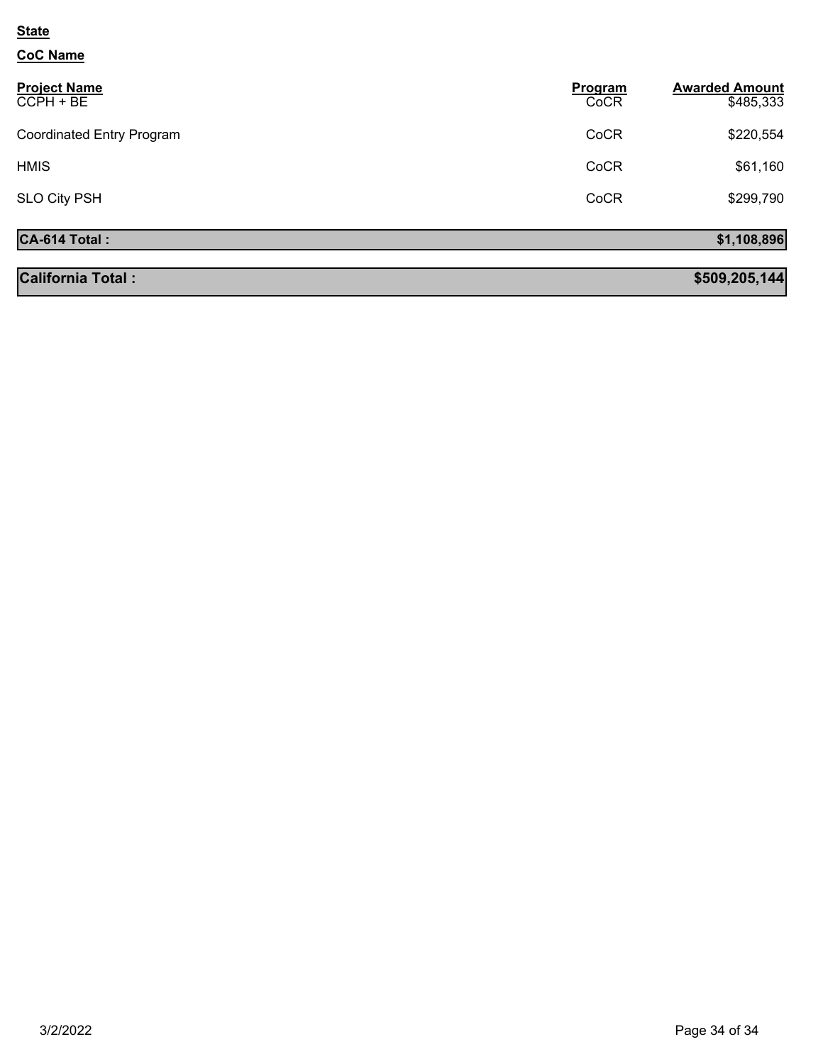**State**

**CoC Name**

| Project Name | Program | Awarded Amount |
|---|---|---|
| CCPH + BE | CoCR | $485,333 |
| Coordinated Entry Program | CoCR | $220,554 |
| HMIS | CoCR | $61,160 |
| SLO City PSH | CoCR | $299,790 |
| **CA-614 Total :** | | **$1,108,896** |
| **California Total :** | | **$509,205,144** |

3/2/2022